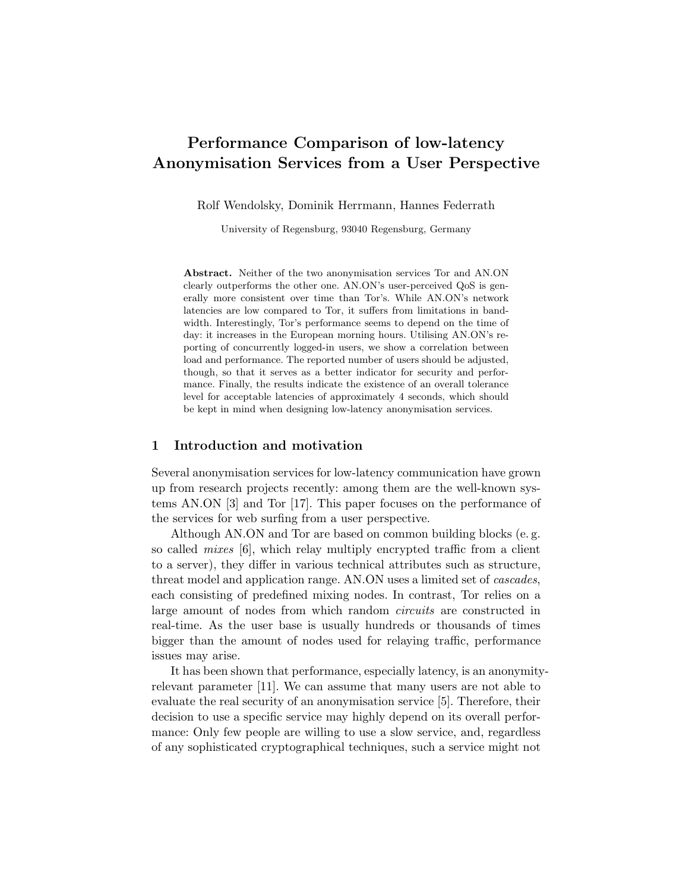# Performance Comparison of low-latency Anonymisation Services from a User Perspective

Rolf Wendolsky, Dominik Herrmann, Hannes Federrath

University of Regensburg, 93040 Regensburg, Germany

**Abstract.** Neither of the two anonymisation services Tor and AN.ON clearly outperforms the other one. AN.ON's user-perceived QoS is generally more consistent over time than Tor's. While AN.ON's network latencies are low compared to Tor, it suffers from limitations in bandwidth. Interestingly, Tor's performance seems to depend on the time of day: it increases in the European morning hours. Utilising AN.ON's reporting of concurrently logged-in users, we show a correlation between load and performance. The reported number of users should be adjusted, though, so that it serves as a better indicator for security and performance. Finally, the results indicate the existence of an overall tolerance level for acceptable latencies of approximately 4 seconds, which should be kept in mind when designing low-latency anonymisation services.

## 1 Introduction and motivation

Several anonymisation services for low-latency communication have grown up from research projects recently: among them are the well-known systems AN.ON [3] and Tor [17]. This paper focuses on the performance of the services for web surfing from a user perspective.

Although AN.ON and Tor are based on common building blocks (e. g. so called *mixes* [6], which relay multiply encrypted traffic from a client to a server), they differ in various technical attributes such as structure, threat model and application range. AN.ON uses a limited set of *cascades*, each consisting of predefined mixing nodes. In contrast, Tor relies on a large amount of nodes from which random *circuits* are constructed in real-time. As the user base is usually hundreds or thousands of times bigger than the amount of nodes used for relaying traffic, performance issues may arise.

It has been shown that performance, especially latency, is an anonymity-relevant parameter [11]. We can assume that many users are not able to evaluate the real security of an anonymisation service [5]. Therefore, their decision to use a specific service may highly depend on its overall performance: Only few people are willing to use a slow service, and, regardless of any sophisticated cryptographical techniques, such a service might not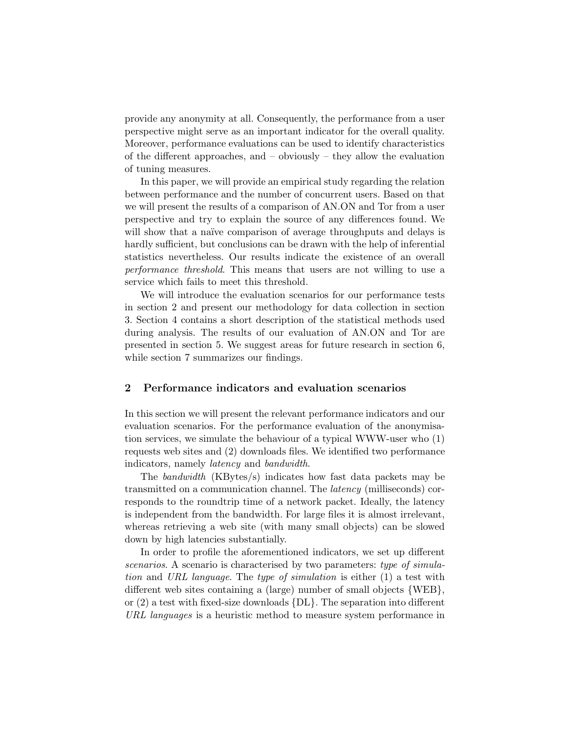provide any anonymity at all. Consequently, the performance from a user perspective might serve as an important indicator for the overall quality. Moreover, performance evaluations can be used to identify characteristics of the different approaches, and – obviously – they allow the evaluation of tuning measures.

In this paper, we will provide an empirical study regarding the relation between performance and the number of concurrent users. Based on that we will present the results of a comparison of AN.ON and Tor from a user perspective and try to explain the source of any differences found. We will show that a naïve comparison of average throughputs and delays is hardly sufficient, but conclusions can be drawn with the help of inferential statistics nevertheless. Our results indicate the existence of an overall *performance threshold*. This means that users are not willing to use a service which fails to meet this threshold.

We will introduce the evaluation scenarios for our performance tests in section 2 and present our methodology for data collection in section 3. Section 4 contains a short description of the statistical methods used during analysis. The results of our evaluation of AN.ON and Tor are presented in section 5. We suggest areas for future research in section 6, while section 7 summarizes our findings.

## 2 Performance indicators and evaluation scenarios

In this section we will present the relevant performance indicators and our evaluation scenarios. For the performance evaluation of the anonymisation services, we simulate the behaviour of a typical WWW-user who (1) requests web sites and (2) downloads files. We identified two performance indicators, namely *latency* and *bandwidth*.

The *bandwidth* (KBytes/s) indicates how fast data packets may be transmitted on a communication channel. The *latency* (milliseconds) corresponds to the roundtrip time of a network packet. Ideally, the latency is independent from the bandwidth. For large files it is almost irrelevant, whereas retrieving a web site (with many small objects) can be slowed down by high latencies substantially.

In order to profile the aforementioned indicators, we set up different *scenarios*. A scenario is characterised by two parameters: *type of simulation* and *URL language*. The *type of simulation* is either (1) a test with different web sites containing a (large) number of small objects {WEB}, or (2) a test with fixed-size downloads {DL}. The separation into different *URL languages* is a heuristic method to measure system performance in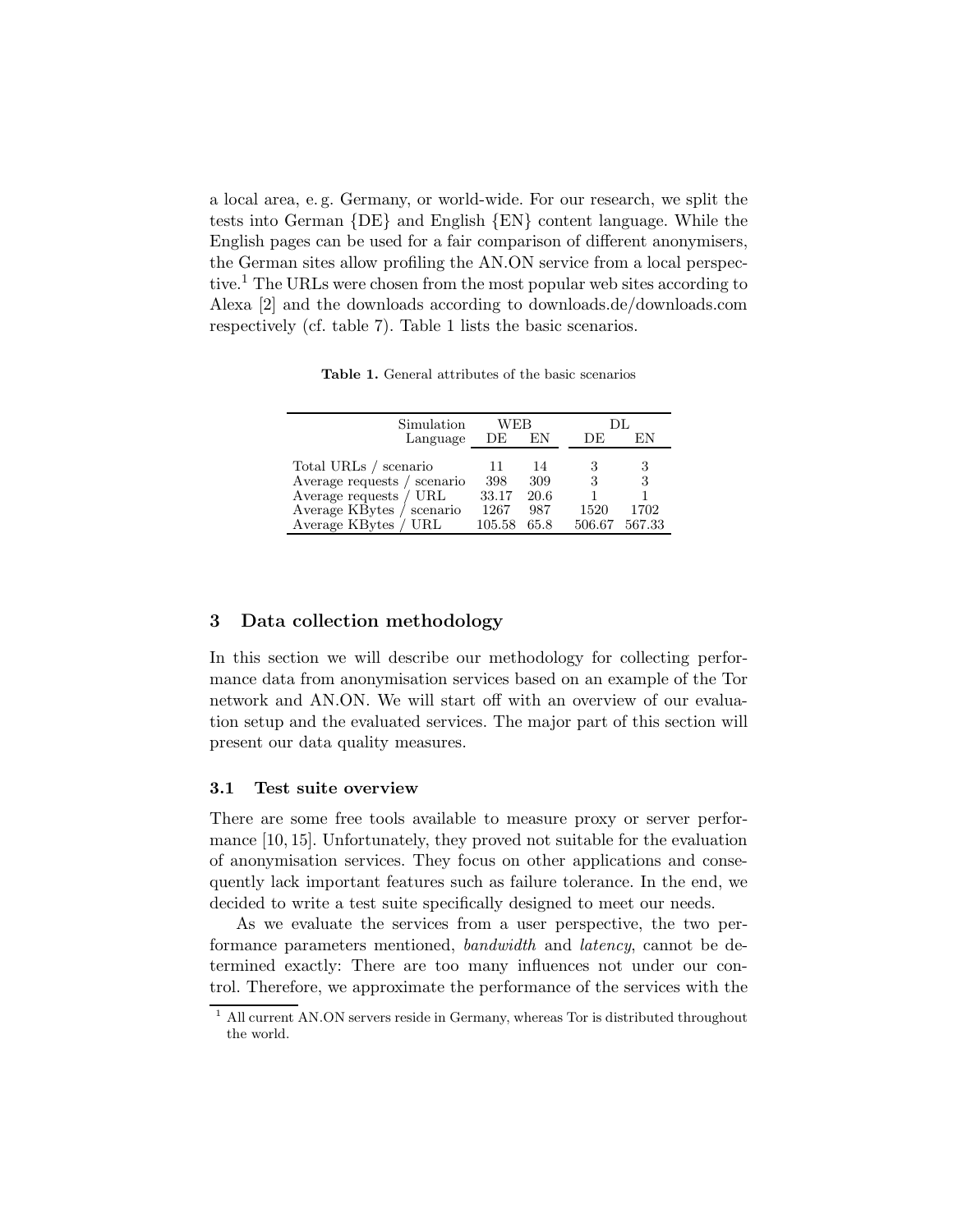a local area, e. g. Germany, or world-wide. For our research, we split the tests into German {DE} and English {EN} content language. While the English pages can be used for a fair comparison of different anonymisers, the German sites allow profiling the AN.ON service from a local perspective.[1] The URLs were chosen from the most popular web sites according to Alexa [2] and the downloads according to downloads.de/downloads.com respectively (cf. table 7). Table 1 lists the basic scenarios.

**Table 1.** General attributes of the basic scenarios

| Simulation | WEB | | DL | |
|---|---|---|---|---|
| Language | DE | EN | DE | EN |
| Total URLs / scenario | 11 | 14 | 3 | 3 |
| Average requests / scenario | 398 | 309 | 3 | 3 |
| Average requests / URL | 33.17 | 20.6 | 1 | 1 |
| Average KBytes / scenario | 1267 | 987 | 1520 | 1702 |
| Average KBytes / URL | 105.58 | 65.8 | 506.67 | 567.33 |

## 3 Data collection methodology

In this section we will describe our methodology for collecting performance data from anonymisation services based on an example of the Tor network and AN.ON. We will start off with an overview of our evaluation setup and the evaluated services. The major part of this section will present our data quality measures.

### 3.1 Test suite overview

There are some free tools available to measure proxy or server performance [10, 15]. Unfortunately, they proved not suitable for the evaluation of anonymisation services. They focus on other applications and consequently lack important features such as failure tolerance. In the end, we decided to write a test suite specifically designed to meet our needs.

As we evaluate the services from a user perspective, the two performance parameters mentioned, *bandwidth* and *latency*, cannot be determined exactly: There are too many influences not under our control. Therefore, we approximate the performance of the services with the

[1] All current AN.ON servers reside in Germany, whereas Tor is distributed throughout the world.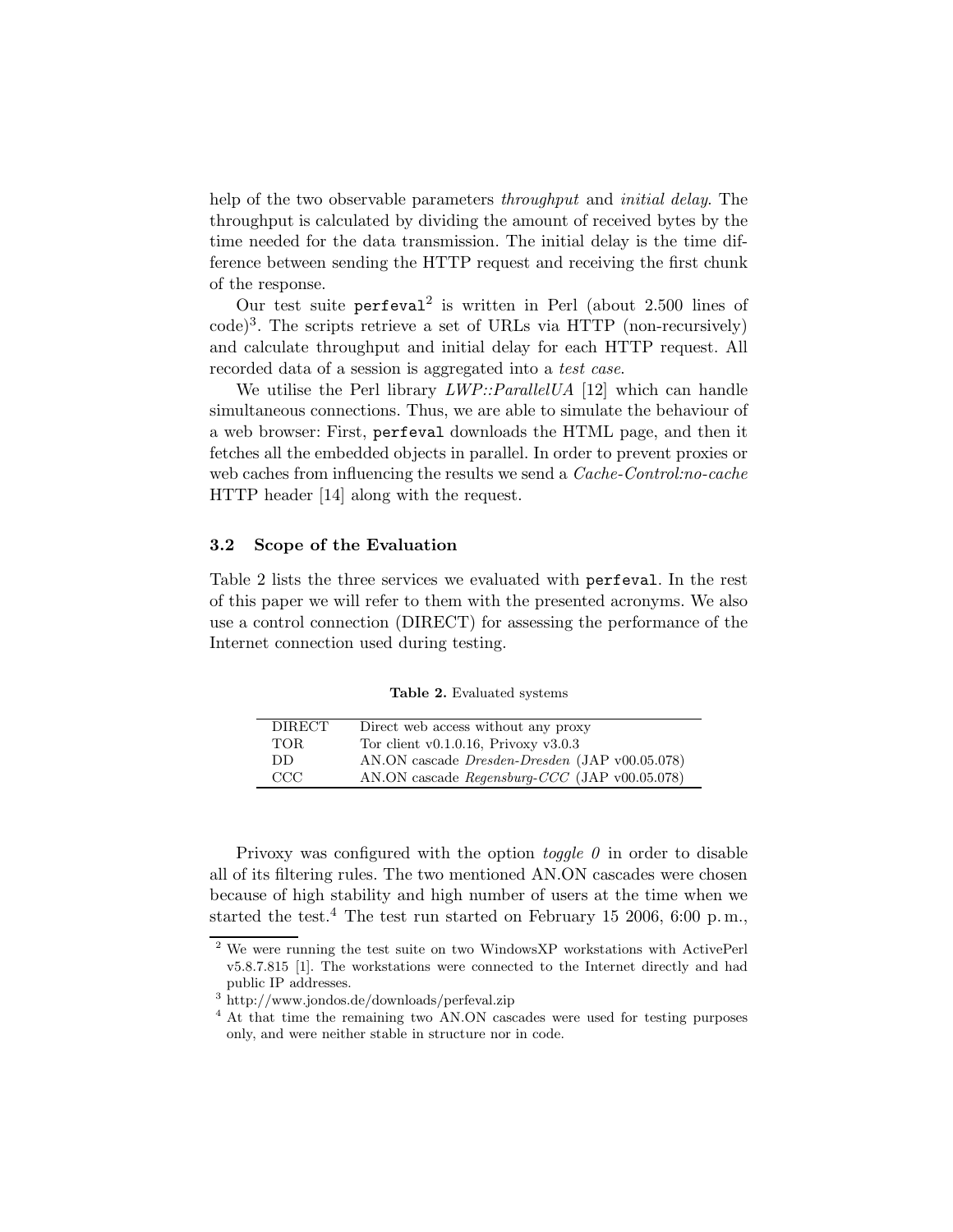help of the two observable parameters *throughput* and *initial delay*. The throughput is calculated by dividing the amount of received bytes by the time needed for the data transmission. The initial delay is the time difference between sending the HTTP request and receiving the first chunk of the response.

Our test suite `perfeval`[2] is written in Perl (about 2.500 lines of code)[3]. The scripts retrieve a set of URLs via HTTP (non-recursively) and calculate throughput and initial delay for each HTTP request. All recorded data of a session is aggregated into a *test case*.

We utilise the Perl library *LWP::ParallelUA* [12] which can handle simultaneous connections. Thus, we are able to simulate the behaviour of a web browser: First, `perfeval` downloads the HTML page, and then it fetches all the embedded objects in parallel. In order to prevent proxies or web caches from influencing the results we send a *Cache-Control:no-cache* HTTP header [14] along with the request.

### 3.2 Scope of the Evaluation

Table 2 lists the three services we evaluated with `perfeval`. In the rest of this paper we will refer to them with the presented acronyms. We also use a control connection (DIRECT) for assessing the performance of the Internet connection used during testing.

**Table 2.** Evaluated systems

| | |
|---|---|
| DIRECT | Direct web access without any proxy |
| TOR | Tor client v0.1.0.16, Privoxy v3.0.3 |
| DD | AN.ON cascade *Dresden-Dresden* (JAP v00.05.078) |
| CCC | AN.ON cascade *Regensburg-CCC* (JAP v00.05.078) |

Privoxy was configured with the option *toggle 0* in order to disable all of its filtering rules. The two mentioned AN.ON cascades were chosen because of high stability and high number of users at the time when we started the test.[4] The test run started on February 15 2006, 6:00 p.m.,

[2] We were running the test suite on two WindowsXP workstations with ActivePerl v5.8.7.815 [1]. The workstations were connected to the Internet directly and had public IP addresses.

[3] http://www.jondos.de/downloads/perfeval.zip

[4] At that time the remaining two AN.ON cascades were used for testing purposes only, and were neither stable in structure nor in code.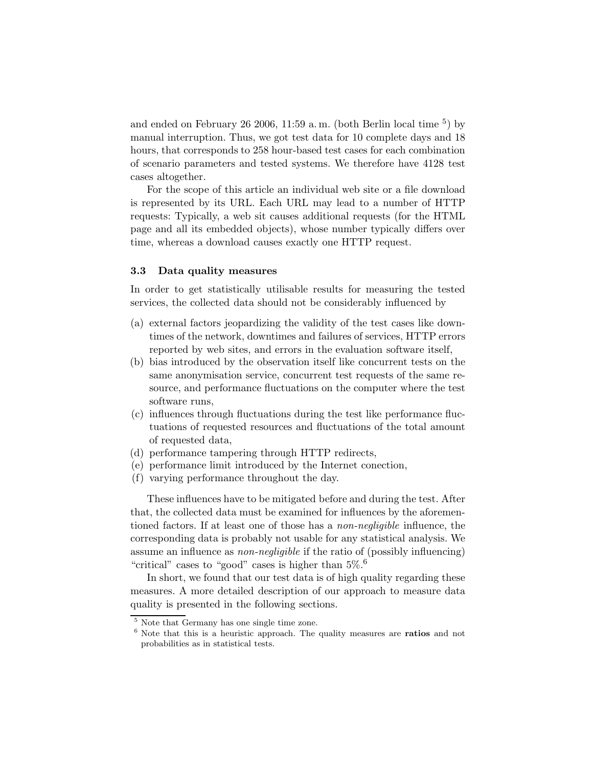and ended on February 26 2006, 11:59 a. m. (both Berlin local time [5]) by manual interruption. Thus, we got test data for 10 complete days and 18 hours, that corresponds to 258 hour-based test cases for each combination of scenario parameters and tested systems. We therefore have 4128 test cases altogether.

For the scope of this article an individual web site or a file download is represented by its URL. Each URL may lead to a number of HTTP requests: Typically, a web sit causes additional requests (for the HTML page and all its embedded objects), whose number typically differs over time, whereas a download causes exactly one HTTP request.

### 3.3 Data quality measures

In order to get statistically utilisable results for measuring the tested services, the collected data should not be considerably influenced by

(a) external factors jeopardizing the validity of the test cases like downtimes of the network, downtimes and failures of services, HTTP errors reported by web sites, and errors in the evaluation software itself,
(b) bias introduced by the observation itself like concurrent tests on the same anonymisation service, concurrent test requests of the same resource, and performance fluctuations on the computer where the test software runs,
(c) influences through fluctuations during the test like performance fluctuations of requested resources and fluctuations of the total amount of requested data,
(d) performance tampering through HTTP redirects,
(e) performance limit introduced by the Internet conection,
(f) varying performance throughout the day.

These influences have to be mitigated before and during the test. After that, the collected data must be examined for influences by the aforementioned factors. If at least one of those has a *non-negligible* influence, the corresponding data is probably not usable for any statistical analysis. We assume an influence as *non-negligible* if the ratio of (possibly influencing) "critical" cases to "good" cases is higher than 5%.[6]

In short, we found that our test data is of high quality regarding these measures. A more detailed description of our approach to measure data quality is presented in the following sections.

[5] Note that Germany has one single time zone.

[6] Note that this is a heuristic approach. The quality measures are **ratios** and not probabilities as in statistical tests.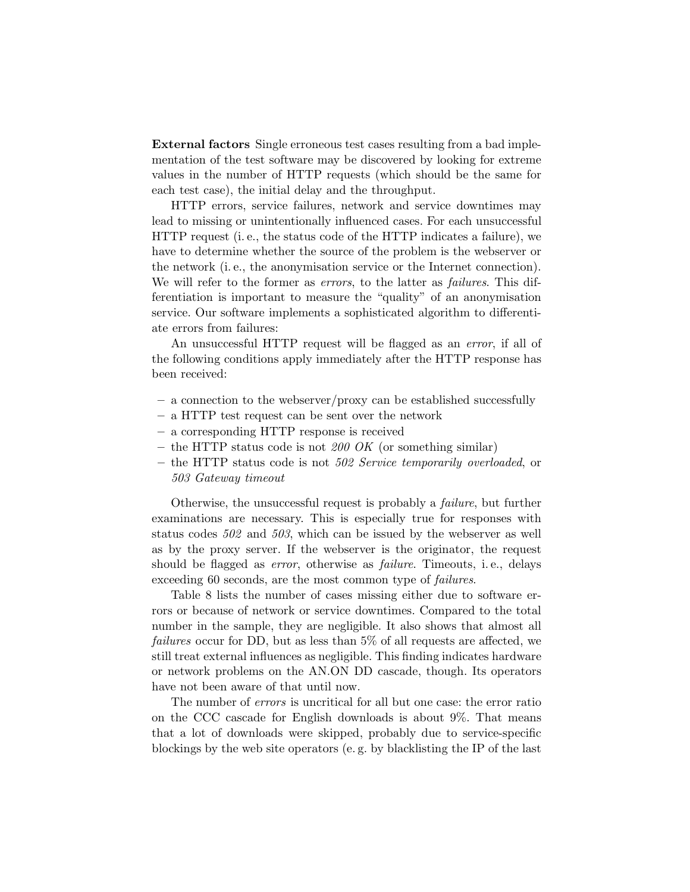**External factors** Single erroneous test cases resulting from a bad implementation of the test software may be discovered by looking for extreme values in the number of HTTP requests (which should be the same for each test case), the initial delay and the throughput.

HTTP errors, service failures, network and service downtimes may lead to missing or unintentionally influenced cases. For each unsuccessful HTTP request (i. e., the status code of the HTTP indicates a failure), we have to determine whether the source of the problem is the webserver or the network (i. e., the anonymisation service or the Internet connection). We will refer to the former as *errors*, to the latter as *failures*. This differentiation is important to measure the "quality" of an anonymisation service. Our software implements a sophisticated algorithm to differentiate errors from failures:

An unsuccessful HTTP request will be flagged as an *error*, if all of the following conditions apply immediately after the HTTP response has been received:

- a connection to the webserver/proxy can be established successfully
- a HTTP test request can be sent over the network
- a corresponding HTTP response is received
- the HTTP status code is not *200 OK* (or something similar)
- the HTTP status code is not *502 Service temporarily overloaded*, or *503 Gateway timeout*

Otherwise, the unsuccessful request is probably a *failure*, but further examinations are necessary. This is especially true for responses with status codes *502* and *503*, which can be issued by the webserver as well as by the proxy server. If the webserver is the originator, the request should be flagged as *error*, otherwise as *failure*. Timeouts, i. e., delays exceeding 60 seconds, are the most common type of *failures*.

Table 8 lists the number of cases missing either due to software errors or because of network or service downtimes. Compared to the total number in the sample, they are negligible. It also shows that almost all *failures* occur for DD, but as less than 5% of all requests are affected, we still treat external influences as negligible. This finding indicates hardware or network problems on the AN.ON DD cascade, though. Its operators have not been aware of that until now.

The number of *errors* is uncritical for all but one case: the error ratio on the CCC cascade for English downloads is about 9%. That means that a lot of downloads were skipped, probably due to service-specific blockings by the web site operators (e. g. by blacklisting the IP of the last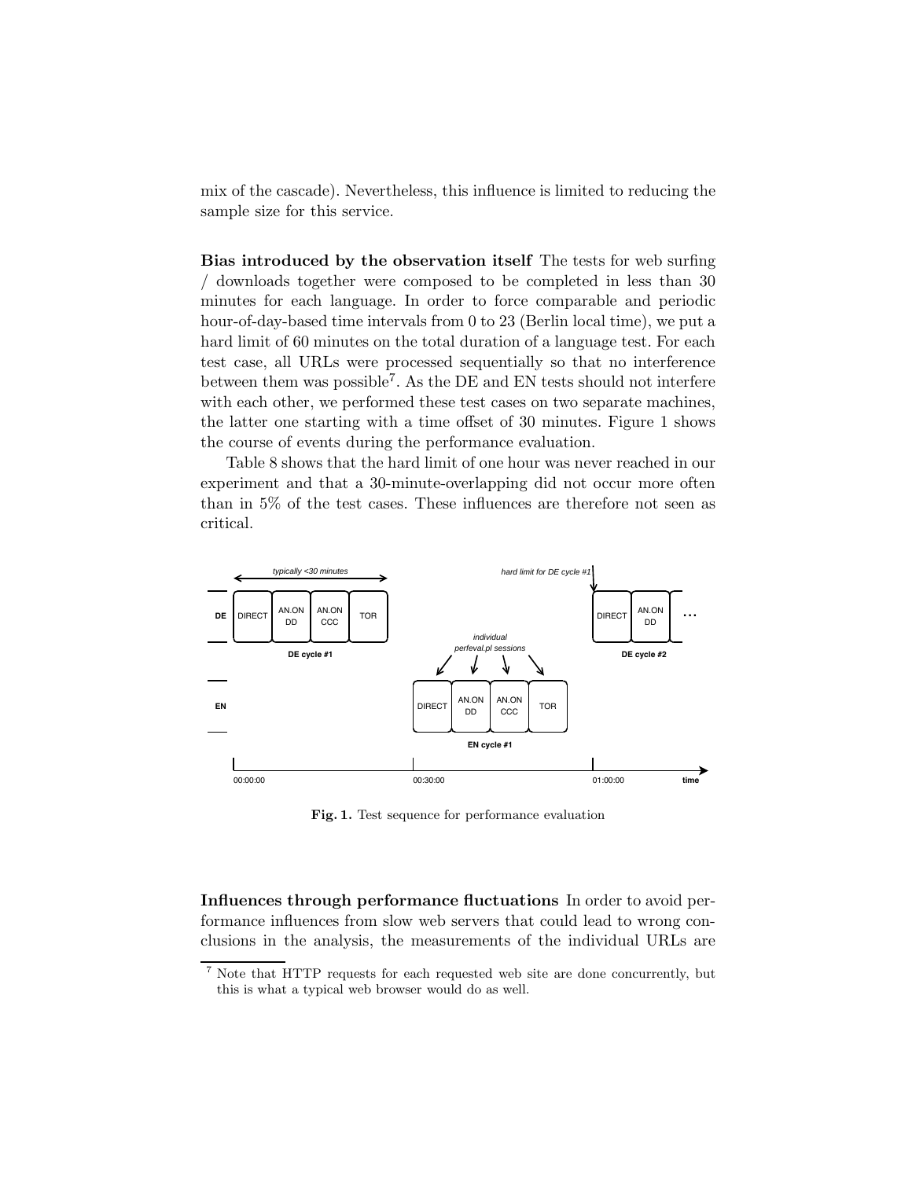mix of the cascade). Nevertheless, this influence is limited to reducing the sample size for this service.

**Bias introduced by the observation itself** The tests for web surfing / downloads together were composed to be completed in less than 30 minutes for each language. In order to force comparable and periodic hour-of-day-based time intervals from 0 to 23 (Berlin local time), we put a hard limit of 60 minutes on the total duration of a language test. For each test case, all URLs were processed sequentially so that no interference between them was possible[7]. As the DE and EN tests should not interfere with each other, we performed these test cases on two separate machines, the latter one starting with a time offset of 30 minutes. Figure 1 shows the course of events during the performance evaluation.

Table 8 shows that the hard limit of one hour was never reached in our experiment and that a 30-minute-overlapping did not occur more often than in 5% of the test cases. These influences are therefore not seen as critical.

**Fig. 1.** Test sequence for performance evaluation

**Influences through performance fluctuations** In order to avoid performance influences from slow web servers that could lead to wrong conclusions in the analysis, the measurements of the individual URLs are

[7] Note that HTTP requests for each requested web site are done concurrently, but this is what a typical web browser would do as well.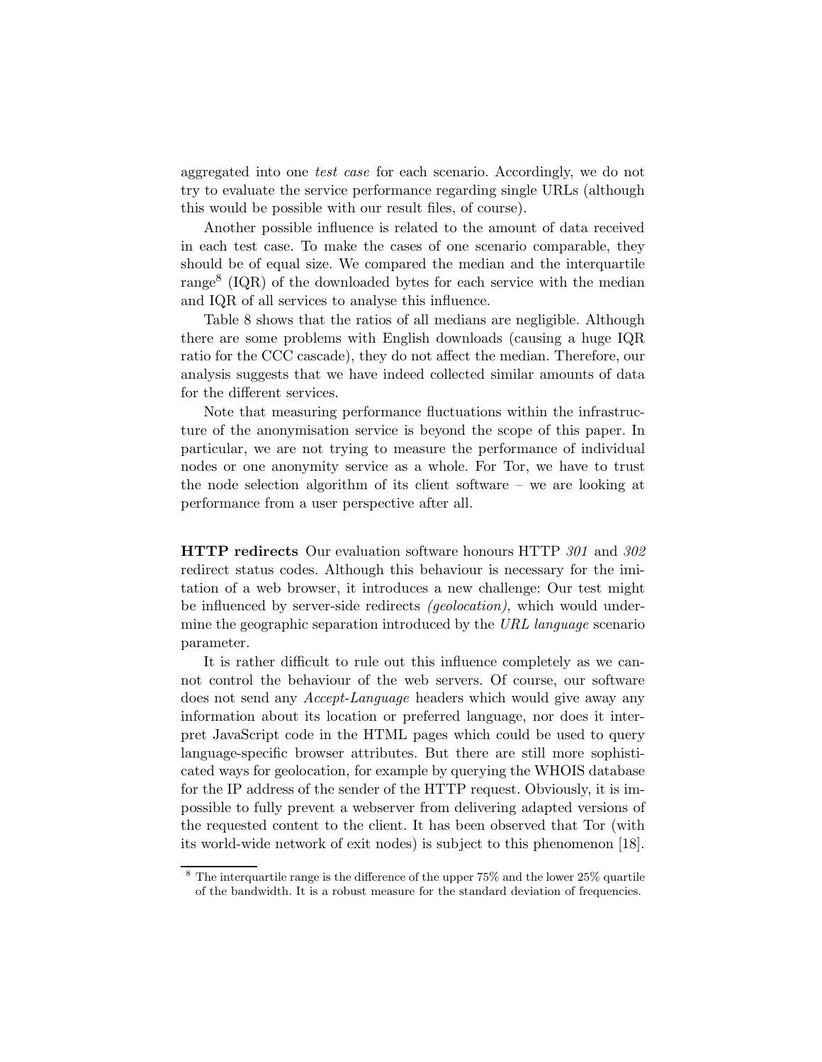aggregated into one *test case* for each scenario. Accordingly, we do not try to evaluate the service performance regarding single URLs (although this would be possible with our result files, of course).

Another possible influence is related to the amount of data received in each test case. To make the cases of one scenario comparable, they should be of equal size. We compared the median and the interquartile range[8] (IQR) of the downloaded bytes for each service with the median and IQR of all services to analyse this influence.

Table 8 shows that the ratios of all medians are negligible. Although there are some problems with English downloads (causing a huge IQR ratio for the CCC cascade), they do not affect the median. Therefore, our analysis suggests that we have indeed collected similar amounts of data for the different services.

Note that measuring performance fluctuations within the infrastructure of the anonymisation service is beyond the scope of this paper. In particular, we are not trying to measure the performance of individual nodes or one anonymity service as a whole. For Tor, we have to trust the node selection algorithm of its client software – we are looking at performance from a user perspective after all.

**HTTP redirects** Our evaluation software honours HTTP *301* and *302* redirect status codes. Although this behaviour is necessary for the imitation of a web browser, it introduces a new challenge: Our test might be influenced by server-side redirects *(geolocation)*, which would undermine the geographic separation introduced by the *URL language* scenario parameter.

It is rather difficult to rule out this influence completely as we cannot control the behaviour of the web servers. Of course, our software does not send any *Accept-Language* headers which would give away any information about its location or preferred language, nor does it interpret JavaScript code in the HTML pages which could be used to query language-specific browser attributes. But there are still more sophisticated ways for geolocation, for example by querying the WHOIS database for the IP address of the sender of the HTTP request. Obviously, it is impossible to fully prevent a webserver from delivering adapted versions of the requested content to the client. It has been observed that Tor (with its world-wide network of exit nodes) is subject to this phenomenon [18].

[8] The interquartile range is the difference of the upper 75% and the lower 25% quartile of the bandwidth. It is a robust measure for the standard deviation of frequencies.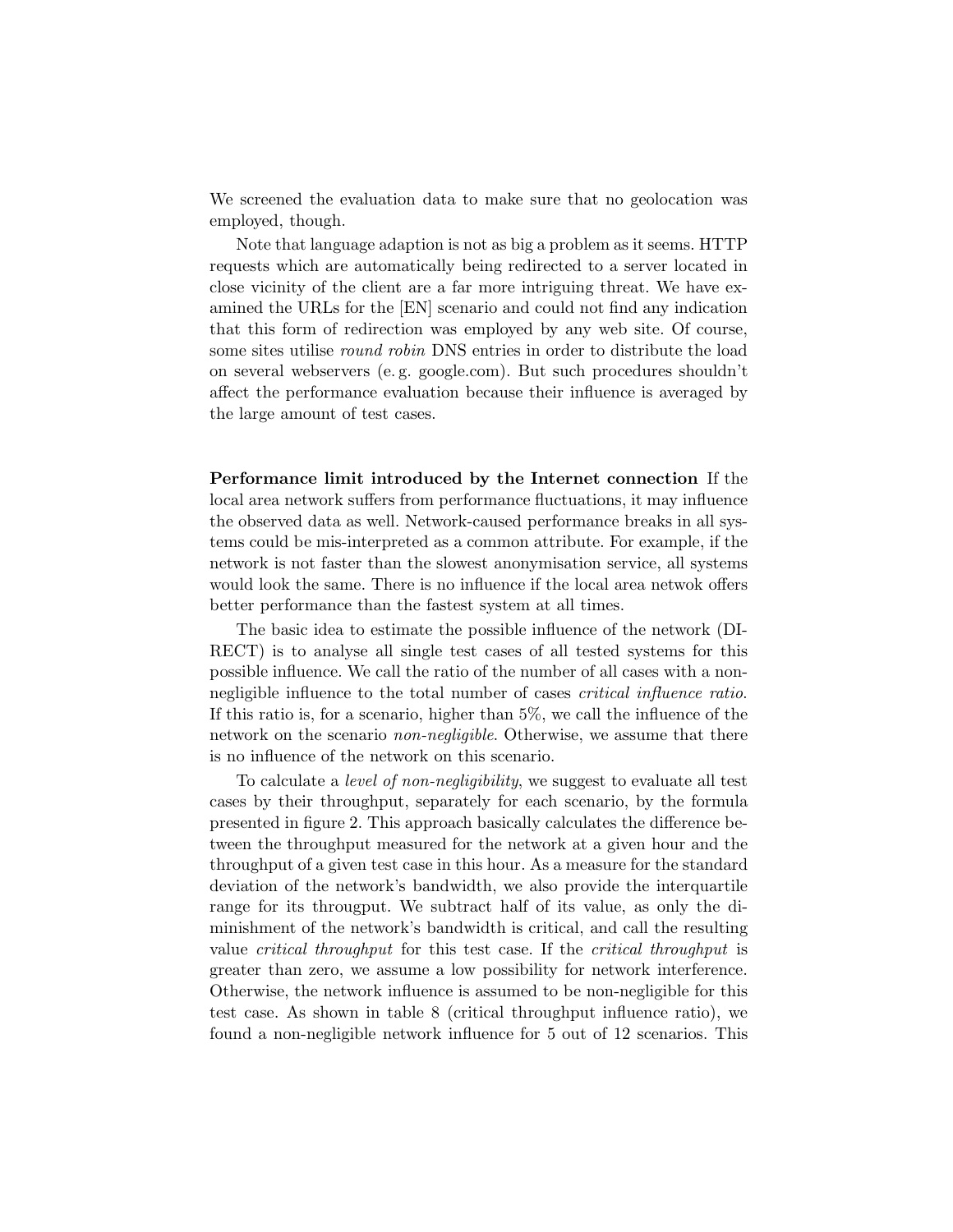We screened the evaluation data to make sure that no geolocation was employed, though.

Note that language adaption is not as big a problem as it seems. HTTP requests which are automatically being redirected to a server located in close vicinity of the client are a far more intriguing threat. We have examined the URLs for the [EN] scenario and could not find any indication that this form of redirection was employed by any web site. Of course, some sites utilise *round robin* DNS entries in order to distribute the load on several webservers (e. g. google.com). But such procedures shouldn't affect the performance evaluation because their influence is averaged by the large amount of test cases.

**Performance limit introduced by the Internet connection** If the local area network suffers from performance fluctuations, it may influence the observed data as well. Network-caused performance breaks in all systems could be mis-interpreted as a common attribute. For example, if the network is not faster than the slowest anonymisation service, all systems would look the same. There is no influence if the local area netwok offers better performance than the fastest system at all times.

The basic idea to estimate the possible influence of the network (DIRECT) is to analyse all single test cases of all tested systems for this possible influence. We call the ratio of the number of all cases with a non-negligible influence to the total number of cases *critical influence ratio*. If this ratio is, for a scenario, higher than 5%, we call the influence of the network on the scenario *non-negligible*. Otherwise, we assume that there is no influence of the network on this scenario.

To calculate a *level of non-negligibility*, we suggest to evaluate all test cases by their throughput, separately for each scenario, by the formula presented in figure 2. This approach basically calculates the difference between the throughput measured for the network at a given hour and the throughput of a given test case in this hour. As a measure for the standard deviation of the network's bandwidth, we also provide the interquartile range for its througput. We subtract half of its value, as only the diminishment of the network's bandwidth is critical, and call the resulting value *critical throughput* for this test case. If the *critical throughput* is greater than zero, we assume a low possibility for network interference. Otherwise, the network influence is assumed to be non-negligible for this test case. As shown in table 8 (critical throughput influence ratio), we found a non-negligible network influence for 5 out of 12 scenarios. This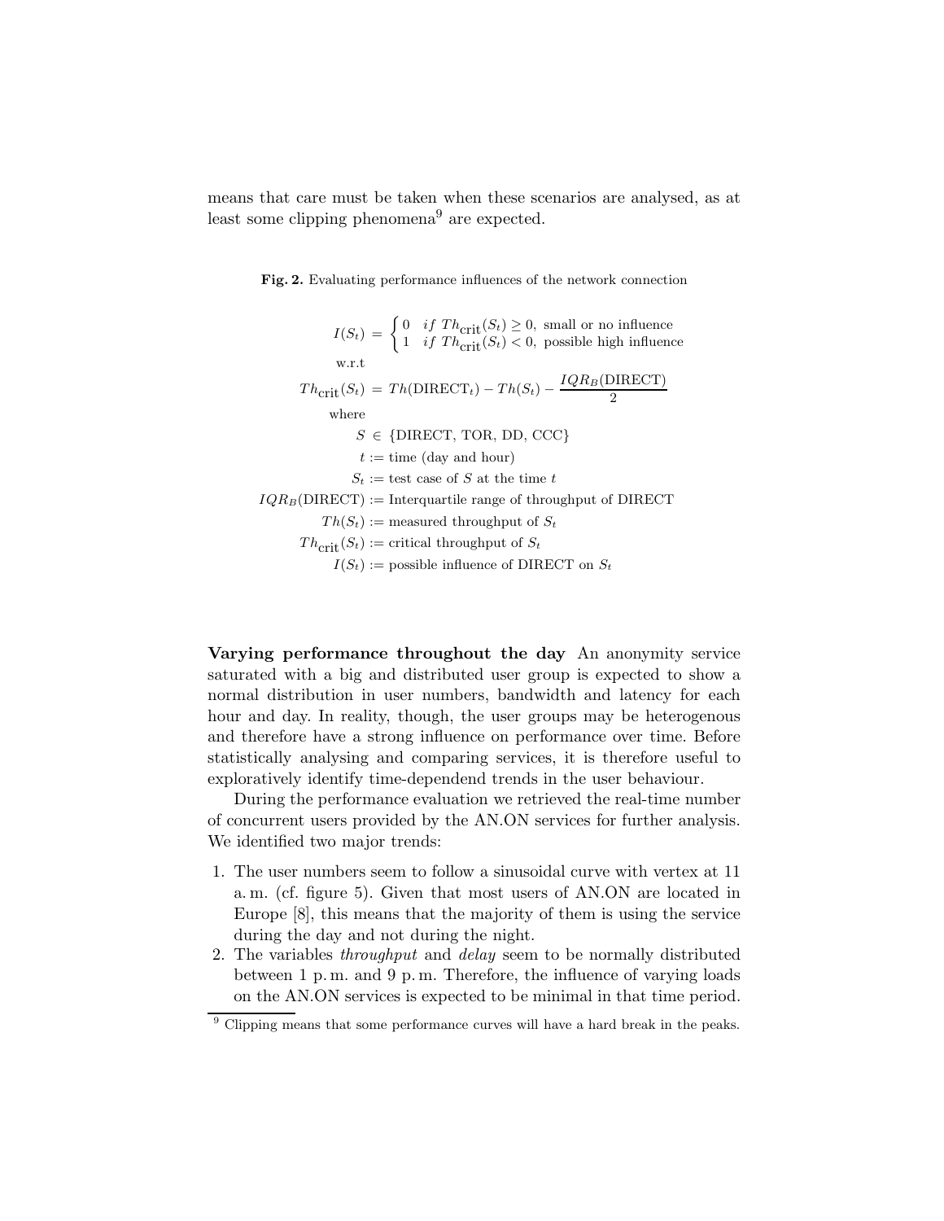means that care must be taken when these scenarios are analysed, as at least some clipping phenomena[9] are expected.

**Fig. 2.** Evaluating performance influences of the network connection

$$
\begin{aligned}
I(S_t) \;&=\; \begin{cases} 0 & if\ Th_{\text{crit}}(S_t) \geq 0, \text{ small or no influence} \\ 1 & if\ Th_{\text{crit}}(S_t) < 0, \text{ possible high influence} \end{cases} \\
&\text{w.r.t} \\
Th_{\text{crit}}(S_t) \;&=\; Th(\text{DIRECT}_t) - Th(S_t) - \frac{IQR_B(\text{DIRECT})}{2} \\
&\text{where} \\
S \;&\in\; \{\text{DIRECT, TOR, DD, CCC}\} \\
t \;&:=\; \text{time (day and hour)} \\
S_t \;&:=\; \text{test case of } S \text{ at the time } t \\
IQR_B(\text{DIRECT}) \;&:=\; \text{Interquartile range of throughput of DIRECT} \\
Th(S_t) \;&:=\; \text{measured throughput of } S_t \\
Th_{\text{crit}}(S_t) \;&:=\; \text{critical throughput of } S_t \\
I(S_t) \;&:=\; \text{possible influence of DIRECT on } S_t
\end{aligned}
$$

**Varying performance throughout the day** An anonymity service saturated with a big and distributed user group is expected to show a normal distribution in user numbers, bandwidth and latency for each hour and day. In reality, though, the user groups may be heterogenous and therefore have a strong influence on performance over time. Before statistically analysing and comparing services, it is therefore useful to exploratively identify time-dependend trends in the user behaviour.

During the performance evaluation we retrieved the real-time number of concurrent users provided by the AN.ON services for further analysis. We identified two major trends:

1. The user numbers seem to follow a sinusoidal curve with vertex at 11 a. m. (cf. figure 5). Given that most users of AN.ON are located in Europe [8], this means that the majority of them is using the service during the day and not during the night.
2. The variables *throughput* and *delay* seem to be normally distributed between 1 p. m. and 9 p. m. Therefore, the influence of varying loads on the AN.ON services is expected to be minimal in that time period.

[9] Clipping means that some performance curves will have a hard break in the peaks.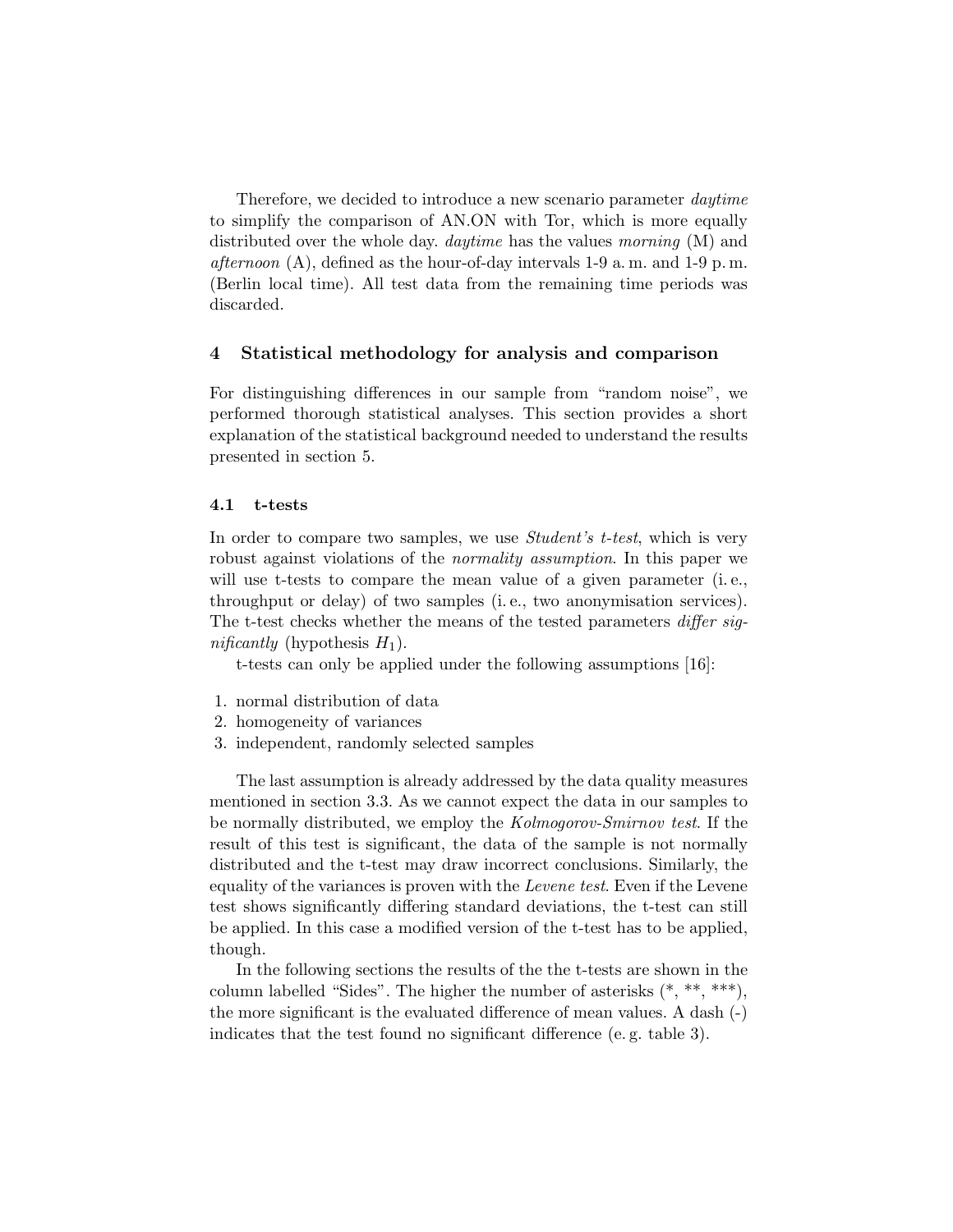Therefore, we decided to introduce a new scenario parameter *daytime* to simplify the comparison of AN.ON with Tor, which is more equally distributed over the whole day. *daytime* has the values *morning* (M) and *afternoon* (A), defined as the hour-of-day intervals 1-9 a. m. and 1-9 p. m. (Berlin local time). All test data from the remaining time periods was discarded.

## 4 Statistical methodology for analysis and comparison

For distinguishing differences in our sample from "random noise", we performed thorough statistical analyses. This section provides a short explanation of the statistical background needed to understand the results presented in section 5.

### 4.1 t-tests

In order to compare two samples, we use *Student's t-test*, which is very robust against violations of the *normality assumption*. In this paper we will use t-tests to compare the mean value of a given parameter (i. e., throughput or delay) of two samples (i. e., two anonymisation services). The t-test checks whether the means of the tested parameters *differ significantly* (hypothesis $H_1$).

t-tests can only be applied under the following assumptions [16]:

1. normal distribution of data
2. homogeneity of variances
3. independent, randomly selected samples

The last assumption is already addressed by the data quality measures mentioned in section 3.3. As we cannot expect the data in our samples to be normally distributed, we employ the *Kolmogorov-Smirnov test*. If the result of this test is significant, the data of the sample is not normally distributed and the t-test may draw incorrect conclusions. Similarly, the equality of the variances is proven with the *Levene test*. Even if the Levene test shows significantly differing standard deviations, the t-test can still be applied. In this case a modified version of the t-test has to be applied, though.

In the following sections the results of the the t-tests are shown in the column labelled "Sides". The higher the number of asterisks (*, **, ***), the more significant is the evaluated difference of mean values. A dash (-) indicates that the test found no significant difference (e. g. table 3).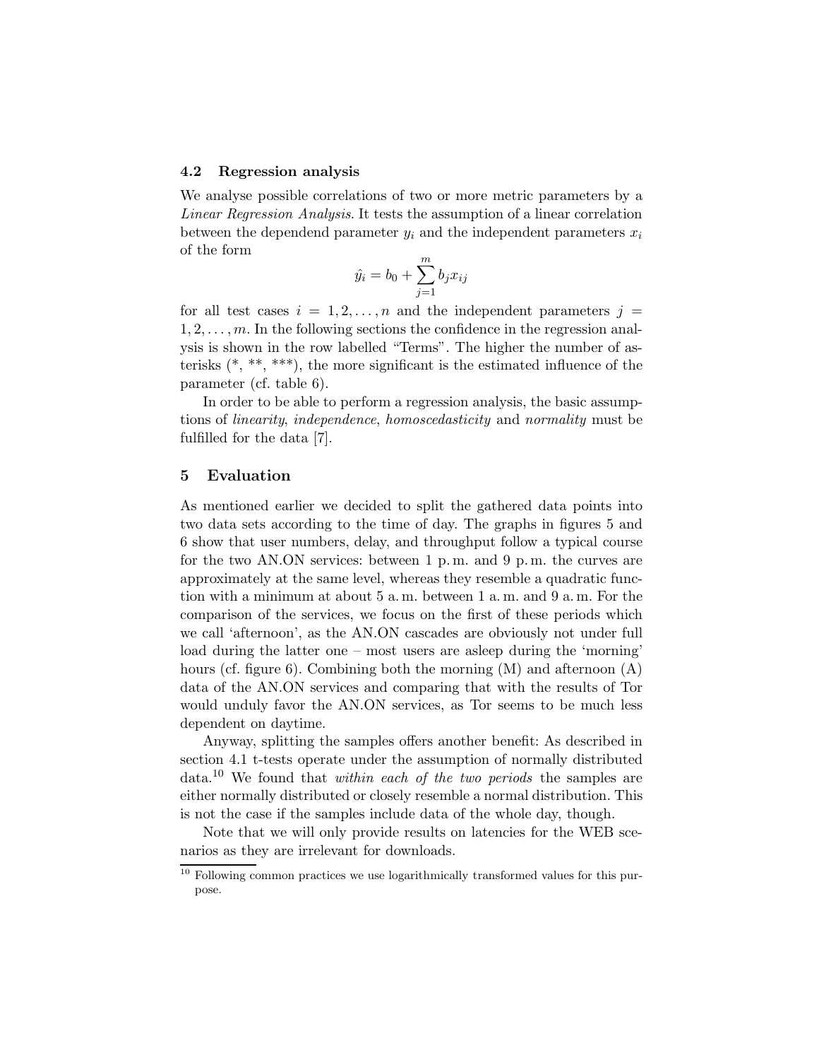### 4.2 Regression analysis

We analyse possible correlations of two or more metric parameters by a *Linear Regression Analysis*. It tests the assumption of a linear correlation between the dependend parameter $y_i$ and the independent parameters $x_i$ of the form

$$\hat{y_i} = b_0 + \sum_{j=1}^{m} b_j x_{ij}$$

for all test cases $i = 1, 2, \ldots, n$ and the independent parameters $j = 1, 2, \ldots, m$. In the following sections the confidence in the regression analysis is shown in the row labelled "Terms". The higher the number of asterisks (*, **, ***), the more significant is the estimated influence of the parameter (cf. table 6).

In order to be able to perform a regression analysis, the basic assumptions of *linearity*, *independence*, *homoscedasticity* and *normality* must be fulfilled for the data [7].

## 5 Evaluation

As mentioned earlier we decided to split the gathered data points into two data sets according to the time of day. The graphs in figures 5 and 6 show that user numbers, delay, and throughput follow a typical course for the two AN.ON services: between 1 p. m. and 9 p. m. the curves are approximately at the same level, whereas they resemble a quadratic function with a minimum at about 5 a. m. between 1 a. m. and 9 a. m. For the comparison of the services, we focus on the first of these periods which we call 'afternoon', as the AN.ON cascades are obviously not under full load during the latter one – most users are asleep during the 'morning' hours (cf. figure 6). Combining both the morning (M) and afternoon (A) data of the AN.ON services and comparing that with the results of Tor would unduly favor the AN.ON services, as Tor seems to be much less dependent on daytime.

Anyway, splitting the samples offers another benefit: As described in section 4.1 t-tests operate under the assumption of normally distributed data.[10] We found that *within each of the two periods* the samples are either normally distributed or closely resemble a normal distribution. This is not the case if the samples include data of the whole day, though.

Note that we will only provide results on latencies for the WEB scenarios as they are irrelevant for downloads.

[10] Following common practices we use logarithmically transformed values for this purpose.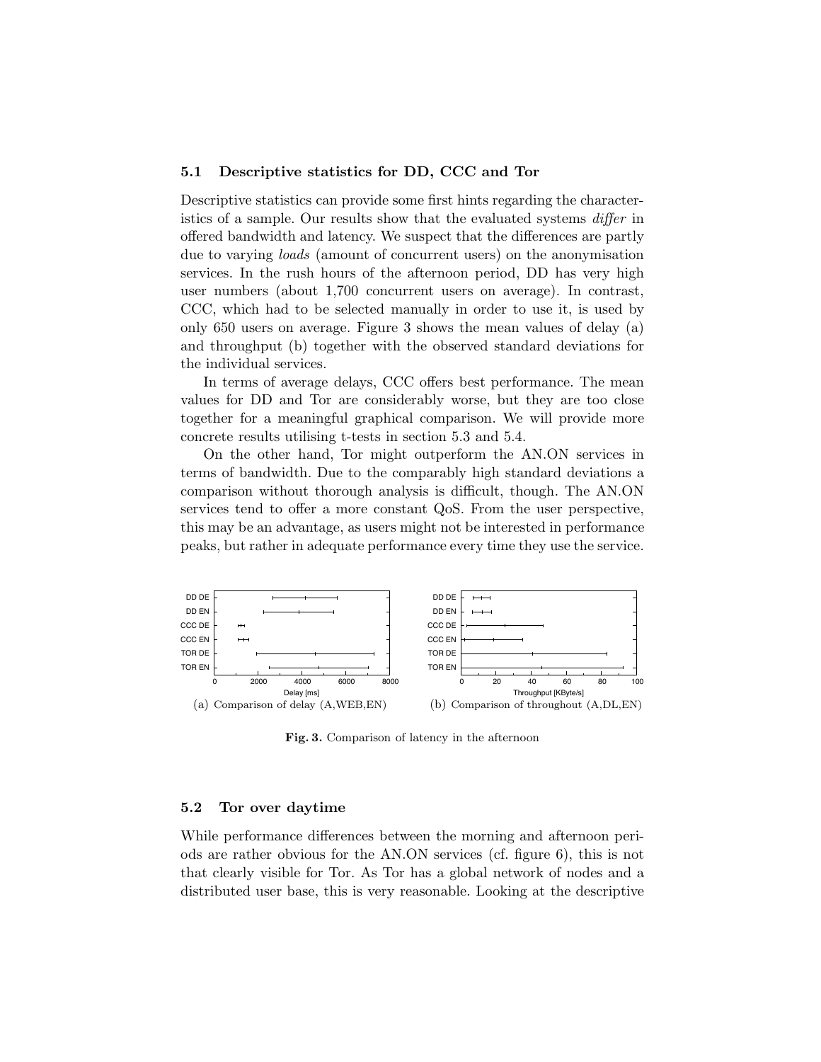### 5.1 Descriptive statistics for DD, CCC and Tor

Descriptive statistics can provide some first hints regarding the characteristics of a sample. Our results show that the evaluated systems *differ* in offered bandwidth and latency. We suspect that the differences are partly due to varying *loads* (amount of concurrent users) on the anonymisation services. In the rush hours of the afternoon period, DD has very high user numbers (about 1,700 concurrent users on average). In contrast, CCC, which had to be selected manually in order to use it, is used by only 650 users on average. Figure 3 shows the mean values of delay (a) and throughput (b) together with the observed standard deviations for the individual services.

In terms of average delays, CCC offers best performance. The mean values for DD and Tor are considerably worse, but they are too close together for a meaningful graphical comparison. We will provide more concrete results utilising t-tests in section 5.3 and 5.4.

On the other hand, Tor might outperform the AN.ON services in terms of bandwidth. Due to the comparably high standard deviations a comparison without thorough analysis is difficult, though. The AN.ON services tend to offer a more constant QoS. From the user perspective, this may be an advantage, as users might not be interested in performance peaks, but rather in adequate performance every time they use the service.

(a) Comparison of delay (A,WEB,EN)

(b) Comparison of throughout (A,DL,EN)

**Fig. 3.** Comparison of latency in the afternoon

### 5.2 Tor over daytime

While performance differences between the morning and afternoon periods are rather obvious for the AN.ON services (cf. figure 6), this is not that clearly visible for Tor. As Tor has a global network of nodes and a distributed user base, this is very reasonable. Looking at the descriptive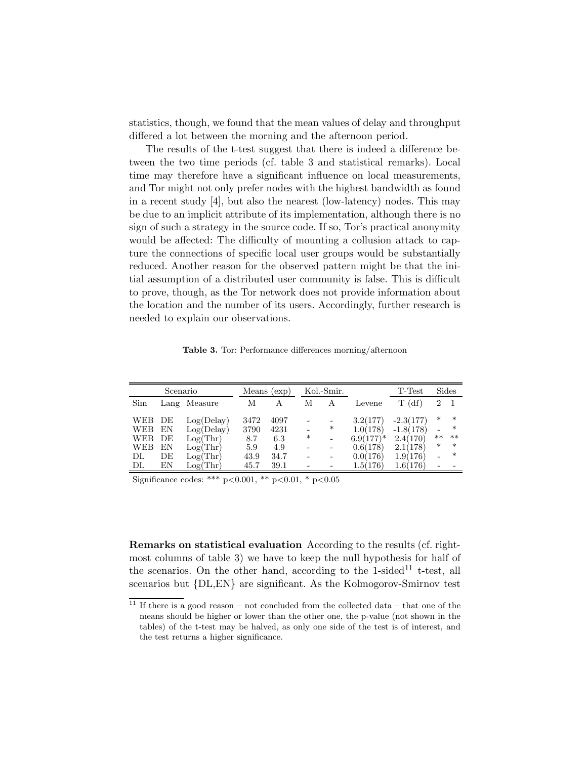statistics, though, we found that the mean values of delay and throughput differed a lot between the morning and the afternoon period.

The results of the t-test suggest that there is indeed a difference between the two time periods (cf. table 3 and statistical remarks). Local time may therefore have a significant influence on local measurements, and Tor might not only prefer nodes with the highest bandwidth as found in a recent study [4], but also the nearest (low-latency) nodes. This may be due to an implicit attribute of its implementation, although there is no sign of such a strategy in the source code. If so, Tor's practical anonymity would be affected: The difficulty of mounting a collusion attack to capture the connections of specific local user groups would be substantially reduced. Another reason for the observed pattern might be that the initial assumption of a distributed user community is false. This is difficult to prove, though, as the Tor network does not provide information about the location and the number of its users. Accordingly, further research is needed to explain our observations.

**Table 3.** Tor: Performance differences morning/afternoon

| Scenario | | | Means (exp) | | Kol.-Smir. | | | T-Test | Sides | |
|---|---|---|---|---|---|---|---|---|---|---|
| Sim | Lang | Measure | M | A | M | A | Levene | T (df) | 2 | 1 |
| WEB | DE | Log(Delay) | 3472 | 4097 | - | - | 3.2(177) | -2.3(177) | * | * |
| WEB | EN | Log(Delay) | 3790 | 4231 | - | * | 1.0(178) | -1.8(178) | - | * |
| WEB | DE | Log(Thr) | 8.7 | 6.3 | * | - | 6.9(177)* | 2.4(170) | ** | ** |
| WEB | EN | Log(Thr) | 5.9 | 4.9 | - | - | 0.6(178) | 2.1(178) | * | * |
| DL | DE | Log(Thr) | 43.9 | 34.7 | - | - | 0.0(176) | 1.9(176) | - | * |
| DL | EN | Log(Thr) | 45.7 | 39.1 | - | - | 1.5(176) | 1.6(176) | - | - |

Significance codes: *** p<0.001, ** p<0.01, * p<0.05

**Remarks on statistical evaluation** According to the results (cf. rightmost columns of table 3) we have to keep the null hypothesis for half of the scenarios. On the other hand, according to the 1-sided[11] t-test, all scenarios but {DL,EN} are significant. As the Kolmogorov-Smirnov test

[11] If there is a good reason – not concluded from the collected data – that one of the means should be higher or lower than the other one, the p-value (not shown in the tables) of the t-test may be halved, as only one side of the test is of interest, and the test returns a higher significance.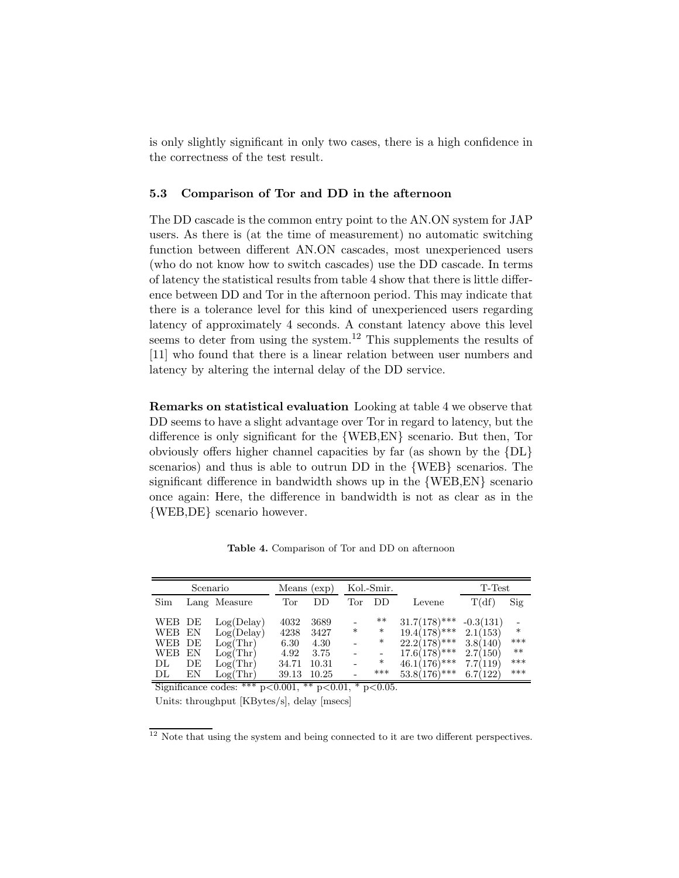is only slightly significant in only two cases, there is a high confidence in the correctness of the test result.

### 5.3 Comparison of Tor and DD in the afternoon

The DD cascade is the common entry point to the AN.ON system for JAP users. As there is (at the time of measurement) no automatic switching function between different AN.ON cascades, most unexperienced users (who do not know how to switch cascades) use the DD cascade. In terms of latency the statistical results from table 4 show that there is little difference between DD and Tor in the afternoon period. This may indicate that there is a tolerance level for this kind of unexperienced users regarding latency of approximately 4 seconds. A constant latency above this level seems to deter from using the system.[12] This supplements the results of [11] who found that there is a linear relation between user numbers and latency by altering the internal delay of the DD service.

**Remarks on statistical evaluation** Looking at table 4 we observe that DD seems to have a slight advantage over Tor in regard to latency, but the difference is only significant for the {WEB,EN} scenario. But then, Tor obviously offers higher channel capacities by far (as shown by the {DL} scenarios) and thus is able to outrun DD in the {WEB} scenarios. The significant difference in bandwidth shows up in the {WEB,EN} scenario once again: Here, the difference in bandwidth is not as clear as in the {WEB,DE} scenario however.

**Table 4.** Comparison of Tor and DD on afternoon

| Scenario | | | Means (exp) | | Kol.-Smir. | | | T-Test | |
|---|---|---|---|---|---|---|---|---|---|
| Sim | Lang | Measure | Tor | DD | Tor | DD | Levene | T(df) | Sig |
| WEB | DE | Log(Delay) | 4032 | 3689 | - | ** | 31.7(178)*** | -0.3(131) | - |
| WEB | EN | Log(Delay) | 4238 | 3427 | * | * | 19.4(178)*** | 2.1(153) | * |
| WEB | DE | Log(Thr) | 6.30 | 4.30 | - | * | 22.2(178)*** | 3.8(140) | *** |
| WEB | EN | Log(Thr) | 4.92 | 3.75 | - | - | 17.6(178)*** | 2.7(150) | ** |
| DL | DE | Log(Thr) | 34.71 | 10.31 | - | * | 46.1(176)*** | 7.7(119) | *** |
| DL | EN | Log(Thr) | 39.13 | 10.25 | - | *** | 53.8(176)*** | 6.7(122) | *** |

Significance codes: *** $p<0.001$, ** $p<0.01$, * $p<0.05$.

Units: throughput [KBytes/s], delay [msecs]

[12] Note that using the system and being connected to it are two different perspectives.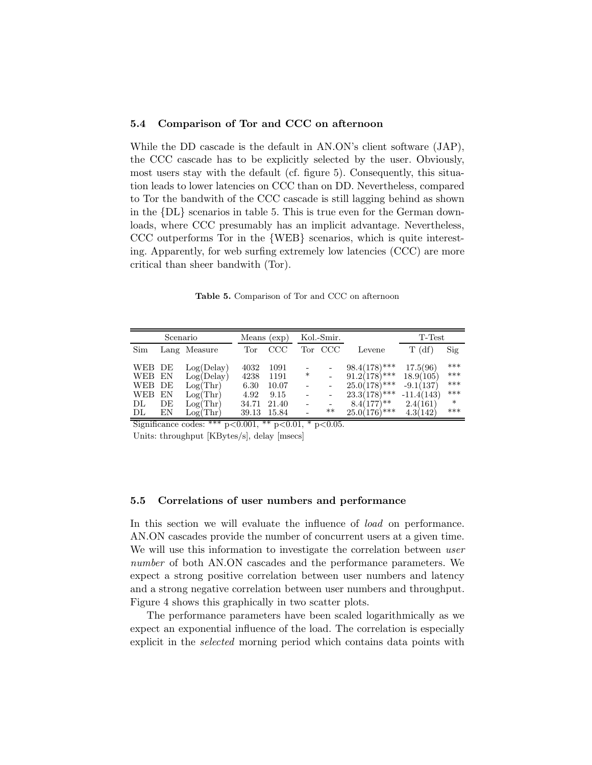### 5.4 Comparison of Tor and CCC on afternoon

While the DD cascade is the default in AN.ON's client software (JAP), the CCC cascade has to be explicitly selected by the user. Obviously, most users stay with the default (cf. figure 5). Consequently, this situation leads to lower latencies on CCC than on DD. Nevertheless, compared to Tor the bandwith of the CCC cascade is still lagging behind as shown in the {DL} scenarios in table 5. This is true even for the German downloads, where CCC presumably has an implicit advantage. Nevertheless, CCC outperforms Tor in the {WEB} scenarios, which is quite interesting. Apparently, for web surfing extremely low latencies (CCC) are more critical than sheer bandwith (Tor).

**Table 5.** Comparison of Tor and CCC on afternoon

| Scenario | | | Means (exp) | | Kol.-Smir. | | | T-Test | |
|---|---|---|---|---|---|---|---|---|---|
| Sim | Lang | Measure | Tor | CCC | Tor | CCC | Levene | T (df) | Sig |
| WEB | DE | Log(Delay) | 4032 | 1091 | - | - | 98.4(178)*** | 17.5(96) | *** |
| WEB | EN | Log(Delay) | 4238 | 1191 | * | - | 91.2(178)*** | 18.9(105) | *** |
| WEB | DE | Log(Thr) | 6.30 | 10.07 | - | - | 25.0(178)*** | -9.1(137) | *** |
| WEB | EN | Log(Thr) | 4.92 | 9.15 | - | - | 23.3(178)*** | -11.4(143) | *** |
| DL | DE | Log(Thr) | 34.71 | 21.40 | - | - | 8.4(177)** | 2.4(161) | * |
| DL | EN | Log(Thr) | 39.13 | 15.84 | - | ** | 25.0(176)*** | 4.3(142) | *** |

Significance codes: *** $p<0.001$, ** $p<0.01$, * $p<0.05$.

Units: throughput [KBytes/s], delay [msecs]

### 5.5 Correlations of user numbers and performance

In this section we will evaluate the influence of *load* on performance. AN.ON cascades provide the number of concurrent users at a given time. We will use this information to investigate the correlation between *user number* of both AN.ON cascades and the performance parameters. We expect a strong positive correlation between user numbers and latency and a strong negative correlation between user numbers and throughput. Figure 4 shows this graphically in two scatter plots.

The performance parameters have been scaled logarithmically as we expect an exponential influence of the load. The correlation is especially explicit in the *selected* morning period which contains data points with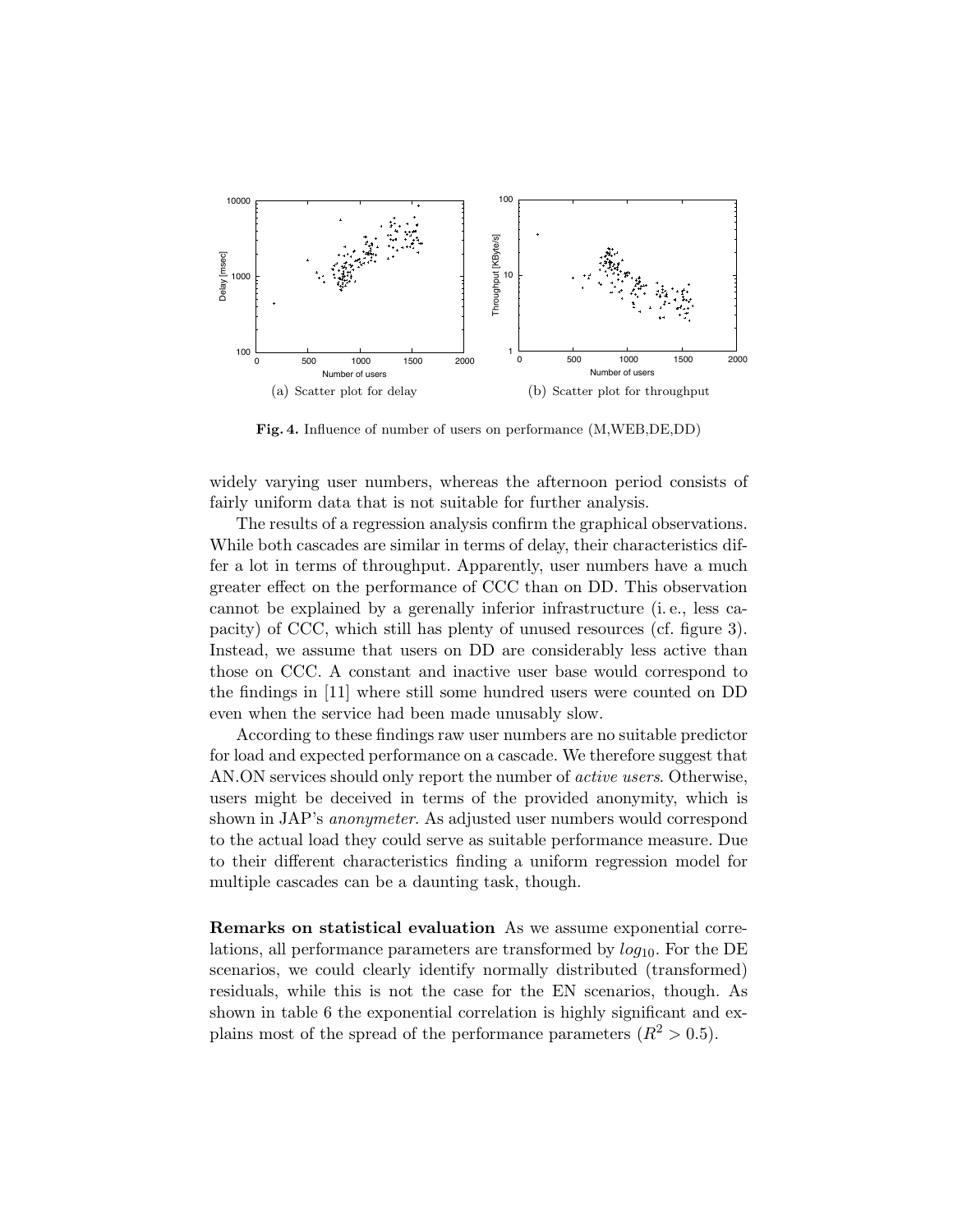(a) Scatter plot for delay

(b) Scatter plot for throughput

**Fig. 4.** Influence of number of users on performance (M,WEB,DE,DD)

widely varying user numbers, whereas the afternoon period consists of fairly uniform data that is not suitable for further analysis.

The results of a regression analysis confirm the graphical observations. While both cascades are similar in terms of delay, their characteristics differ a lot in terms of throughput. Apparently, user numbers have a much greater effect on the performance of CCC than on DD. This observation cannot be explained by a gerenally inferior infrastructure (i. e., less capacity) of CCC, which still has plenty of unused resources (cf. figure 3). Instead, we assume that users on DD are considerably less active than those on CCC. A constant and inactive user base would correspond to the findings in [11] where still some hundred users were counted on DD even when the service had been made unusably slow.

According to these findings raw user numbers are no suitable predictor for load and expected performance on a cascade. We therefore suggest that AN.ON services should only report the number of *active users*. Otherwise, users might be deceived in terms of the provided anonymity, which is shown in JAP's *anonymeter*. As adjusted user numbers would correspond to the actual load they could serve as suitable performance measure. Due to their different characteristics finding a uniform regression model for multiple cascades can be a daunting task, though.

**Remarks on statistical evaluation** As we assume exponential correlations, all performance parameters are transformed by $log_{10}$. For the DE scenarios, we could clearly identify normally distributed (transformed) residuals, while this is not the case for the EN scenarios, though. As shown in table 6 the exponential correlation is highly significant and explains most of the spread of the performance parameters ($R^2 > 0.5$).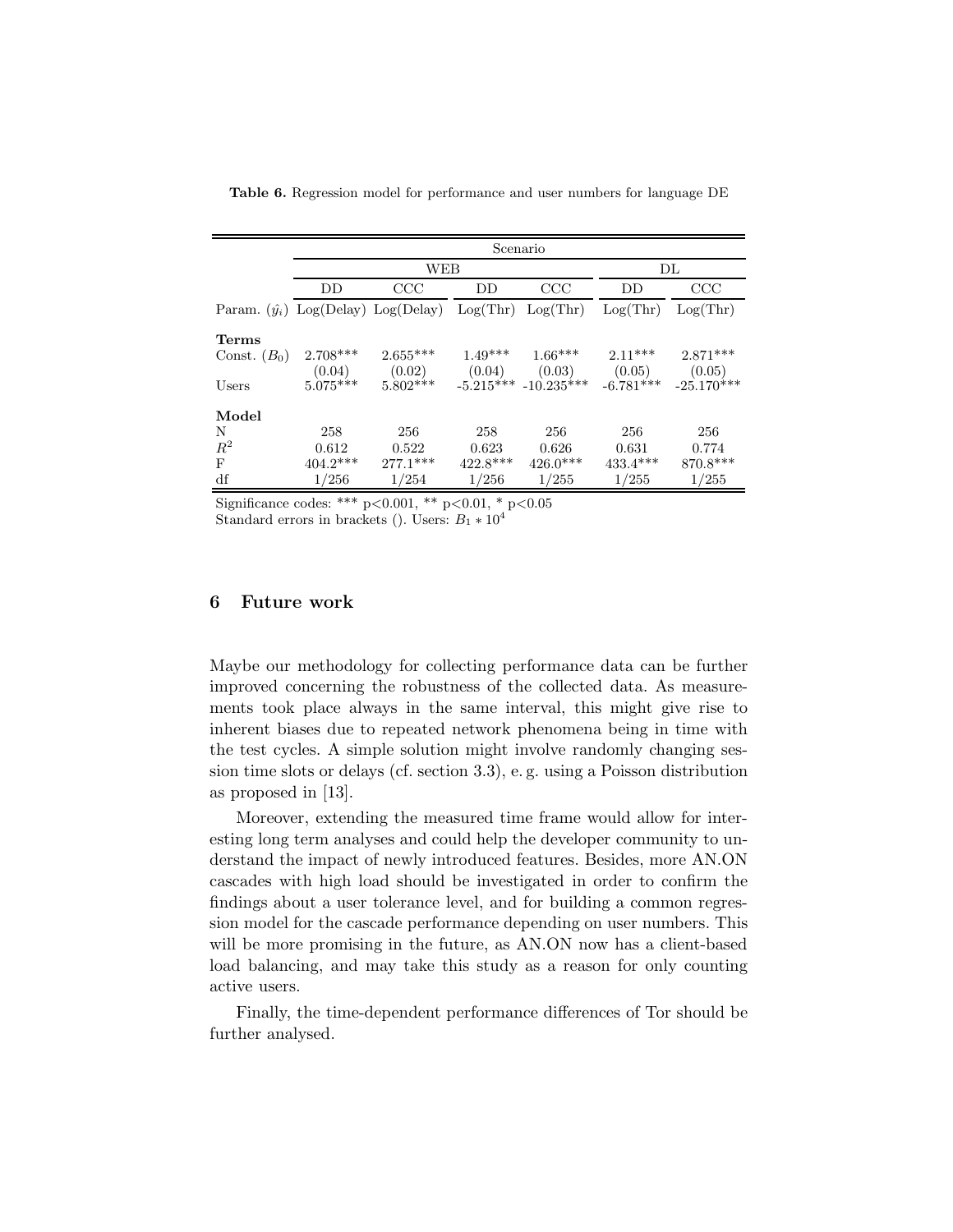**Table 6.** Regression model for performance and user numbers for language DE

| | Scenario | | | | | |
|---|---|---|---|---|---|---|
| | WEB | | | | DL | |
| | DD | CCC | DD | CCC | DD | CCC |
| Param. ($\hat{y_i}$) | Log(Delay) | Log(Delay) | Log(Thr) | Log(Thr) | Log(Thr) | Log(Thr) |
| **Terms** | | | | | | |
| Const. ($B_0$) | 2.708*** | 2.655*** | 1.49*** | 1.66*** | 2.11*** | 2.871*** |
| | (0.04) | (0.02) | (0.04) | (0.03) | (0.05) | (0.05) |
| Users | 5.075*** | 5.802*** | -5.215*** | -10.235*** | -6.781*** | -25.170*** |
| **Model** | | | | | | |
| N | 258 | 256 | 258 | 256 | 256 | 256 |
| $R^2$ | 0.612 | 0.522 | 0.623 | 0.626 | 0.631 | 0.774 |
| F | 404.2*** | 277.1*** | 422.8*** | 426.0*** | 433.4*** | 870.8*** |
| df | 1/256 | 1/254 | 1/256 | 1/255 | 1/255 | 1/255 |

Significance codes: *** p<0.001, ** p<0.01, * p<0.05
Standard errors in brackets (). Users: $B_1 * 10^4$

## 6 Future work

Maybe our methodology for collecting performance data can be further improved concerning the robustness of the collected data. As measurements took place always in the same interval, this might give rise to inherent biases due to repeated network phenomena being in time with the test cycles. A simple solution might involve randomly changing session time slots or delays (cf. section 3.3), e. g. using a Poisson distribution as proposed in [13].

Moreover, extending the measured time frame would allow for interesting long term analyses and could help the developer community to understand the impact of newly introduced features. Besides, more AN.ON cascades with high load should be investigated in order to confirm the findings about a user tolerance level, and for building a common regression model for the cascade performance depending on user numbers. This will be more promising in the future, as AN.ON now has a client-based load balancing, and may take this study as a reason for only counting active users.

Finally, the time-dependent performance differences of Tor should be further analysed.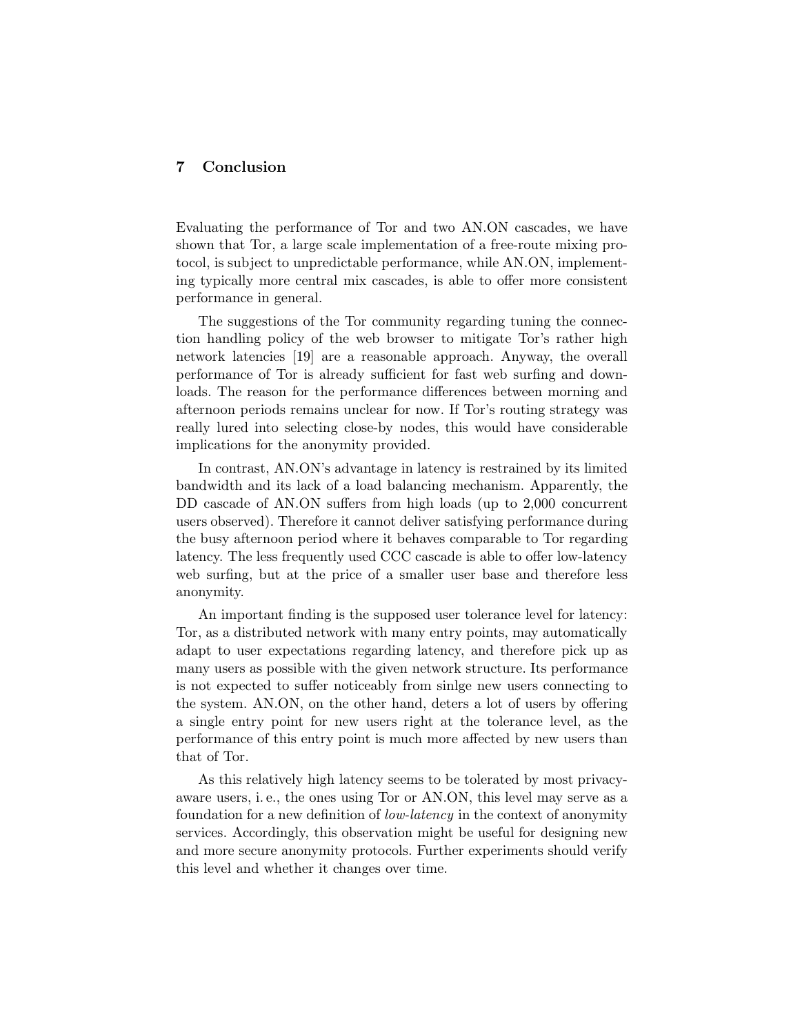## 7 Conclusion

Evaluating the performance of Tor and two AN.ON cascades, we have shown that Tor, a large scale implementation of a free-route mixing protocol, is subject to unpredictable performance, while AN.ON, implementing typically more central mix cascades, is able to offer more consistent performance in general.

The suggestions of the Tor community regarding tuning the connection handling policy of the web browser to mitigate Tor's rather high network latencies [19] are a reasonable approach. Anyway, the overall performance of Tor is already sufficient for fast web surfing and downloads. The reason for the performance differences between morning and afternoon periods remains unclear for now. If Tor's routing strategy was really lured into selecting close-by nodes, this would have considerable implications for the anonymity provided.

In contrast, AN.ON's advantage in latency is restrained by its limited bandwidth and its lack of a load balancing mechanism. Apparently, the DD cascade of AN.ON suffers from high loads (up to 2,000 concurrent users observed). Therefore it cannot deliver satisfying performance during the busy afternoon period where it behaves comparable to Tor regarding latency. The less frequently used CCC cascade is able to offer low-latency web surfing, but at the price of a smaller user base and therefore less anonymity.

An important finding is the supposed user tolerance level for latency: Tor, as a distributed network with many entry points, may automatically adapt to user expectations regarding latency, and therefore pick up as many users as possible with the given network structure. Its performance is not expected to suffer noticeably from sinlge new users connecting to the system. AN.ON, on the other hand, deters a lot of users by offering a single entry point for new users right at the tolerance level, as the performance of this entry point is much more affected by new users than that of Tor.

As this relatively high latency seems to be tolerated by most privacy-aware users, i. e., the ones using Tor or AN.ON, this level may serve as a foundation for a new definition of *low-latency* in the context of anonymity services. Accordingly, this observation might be useful for designing new and more secure anonymity protocols. Further experiments should verify this level and whether it changes over time.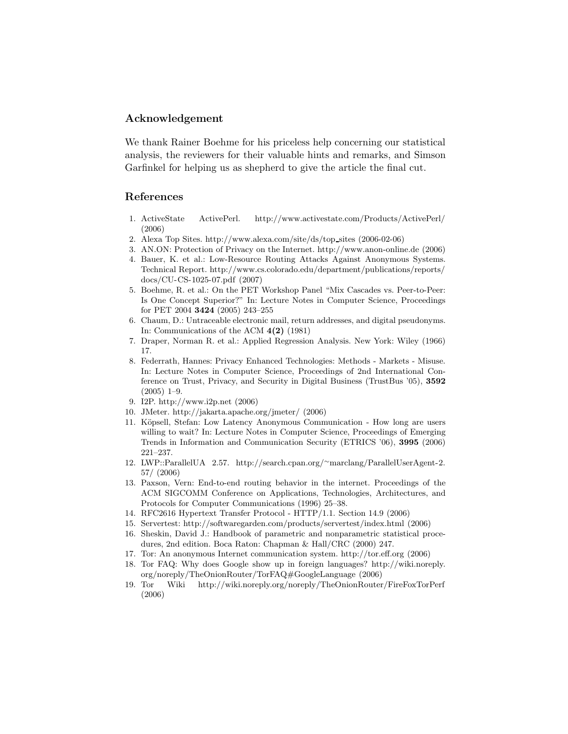## Acknowledgement

We thank Rainer Boehme for his priceless help concerning our statistical analysis, the reviewers for their valuable hints and remarks, and Simson Garfinkel for helping us as shepherd to give the article the final cut.

## References

1. ActiveState ActivePerl. http://www.activestate.com/Products/ActivePerl/ (2006)
2. Alexa Top Sites. http://www.alexa.com/site/ds/top_sites (2006-02-06)
3. AN.ON: Protection of Privacy on the Internet. http://www.anon-online.de (2006)
4. Bauer, K. et al.: Low-Resource Routing Attacks Against Anonymous Systems. Technical Report. http://www.cs.colorado.edu/department/publications/reports/docs/CU-CS-1025-07.pdf (2007)
5. Boehme, R. et al.: On the PET Workshop Panel "Mix Cascades vs. Peer-to-Peer: Is One Concept Superior?" In: Lecture Notes in Computer Science, Proceedings for PET 2004 **3424** (2005) 243–255
6. Chaum, D.: Untraceable electronic mail, return addresses, and digital pseudonyms. In: Communications of the ACM **4(2)** (1981)
7. Draper, Norman R. et al.: Applied Regression Analysis. New York: Wiley (1966) 17.
8. Federrath, Hannes: Privacy Enhanced Technologies: Methods - Markets - Misuse. In: Lecture Notes in Computer Science, Proceedings of 2nd International Conference on Trust, Privacy, and Security in Digital Business (TrustBus '05), **3592** (2005) 1–9.
9. I2P. http://www.i2p.net (2006)
10. JMeter. http://jakarta.apache.org/jmeter/ (2006)
11. Köpsell, Stefan: Low Latency Anonymous Communication - How long are users willing to wait? In: Lecture Notes in Computer Science, Proceedings of Emerging Trends in Information and Communication Security (ETRICS '06), **3995** (2006) 221–237.
12. LWP::ParallelUA 2.57. http://search.cpan.org/~marclang/ParallelUserAgent-2.57/ (2006)
13. Paxson, Vern: End-to-end routing behavior in the internet. Proceedings of the ACM SIGCOMM Conference on Applications, Technologies, Architectures, and Protocols for Computer Communications (1996) 25–38.
14. RFC2616 Hypertext Transfer Protocol - HTTP/1.1. Section 14.9 (2006)
15. Servertest: http://softwaregarden.com/products/servertest/index.html (2006)
16. Sheskin, David J.: Handbook of parametric and nonparametric statistical procedures, 2nd edition. Boca Raton: Chapman & Hall/CRC (2000) 247.
17. Tor: An anonymous Internet communication system. http://tor.eff.org (2006)
18. Tor FAQ: Why does Google show up in foreign languages? http://wiki.noreply.org/noreply/TheOnionRouter/TorFAQ#GoogleLanguage (2006)
19. Tor Wiki http://wiki.noreply.org/noreply/TheOnionRouter/FireFoxTorPerf (2006)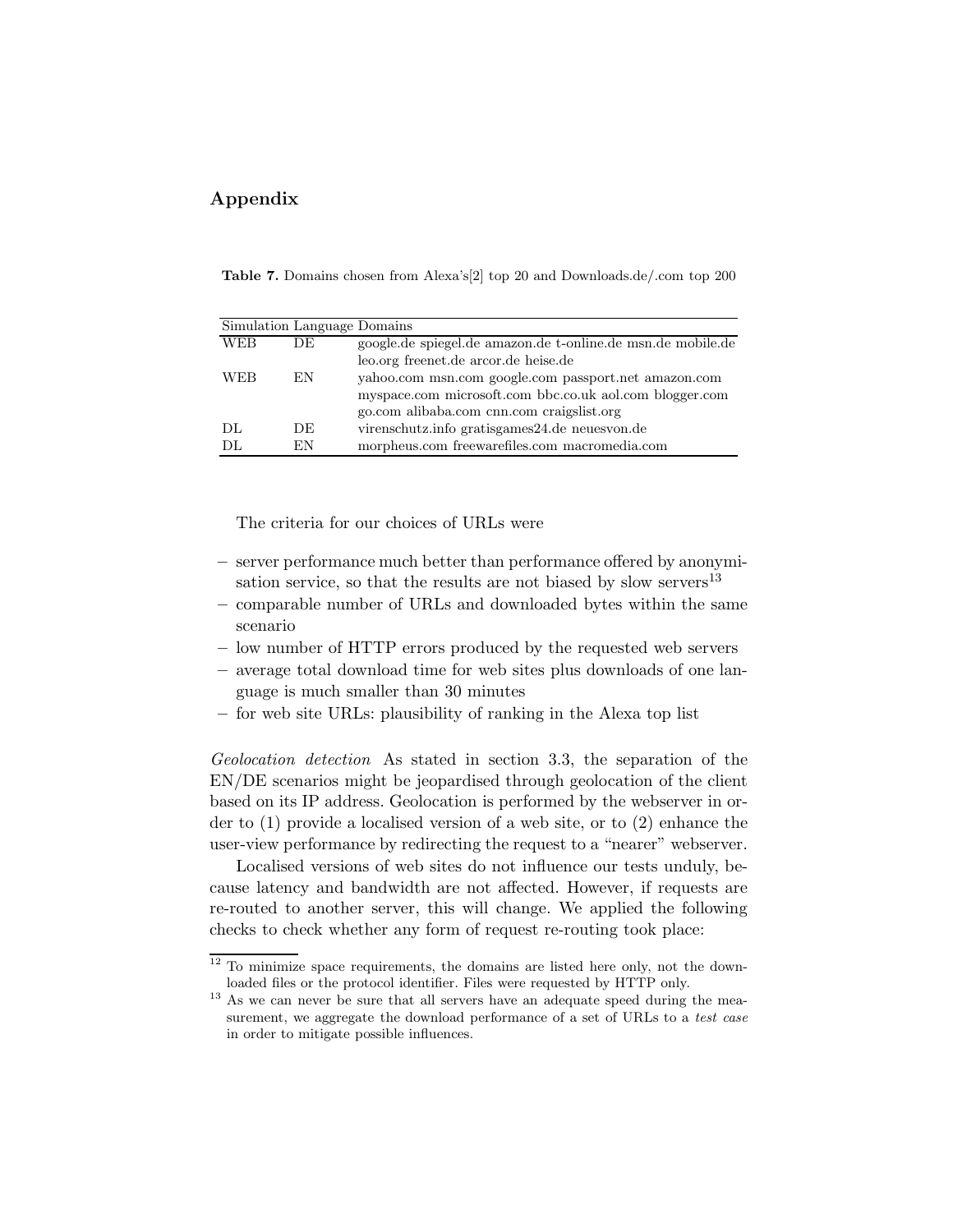## Appendix

**Table 7.** Domains chosen from Alexa's[2] top 20 and Downloads.de/.com top 200

| Simulation | Language | Domains |
|---|---|---|
| WEB | DE | google.de spiegel.de amazon.de t-online.de msn.de mobile.de leo.org freenet.de arcor.de heise.de |
| WEB | EN | yahoo.com msn.com google.com passport.net amazon.com myspace.com microsoft.com bbc.co.uk aol.com blogger.com go.com alibaba.com cnn.com craigslist.org |
| DL | DE | virenschutz.info gratisgames24.de neuesvon.de |
| DL | EN | morpheus.com freewarefiles.com macromedia.com |

The criteria for our choices of URLs were

- server performance much better than performance offered by anonymisation service, so that the results are not biased by slow servers[13]
- comparable number of URLs and downloaded bytes within the same scenario
- low number of HTTP errors produced by the requested web servers
- average total download time for web sites plus downloads of one language is much smaller than 30 minutes
- for web site URLs: plausibility of ranking in the Alexa top list

*Geolocation detection* As stated in section 3.3, the separation of the EN/DE scenarios might be jeopardised through geolocation of the client based on its IP address. Geolocation is performed by the webserver in order to (1) provide a localised version of a web site, or to (2) enhance the user-view performance by redirecting the request to a "nearer" webserver.

Localised versions of web sites do not influence our tests unduly, because latency and bandwidth are not affected. However, if requests are re-routed to another server, this will change. We applied the following checks to check whether any form of request re-routing took place:

[12] To minimize space requirements, the domains are listed here only, not the downloaded files or the protocol identifier. Files were requested by HTTP only.

[13] As we can never be sure that all servers have an adequate speed during the measurement, we aggregate the download performance of a set of URLs to a *test case* in order to mitigate possible influences.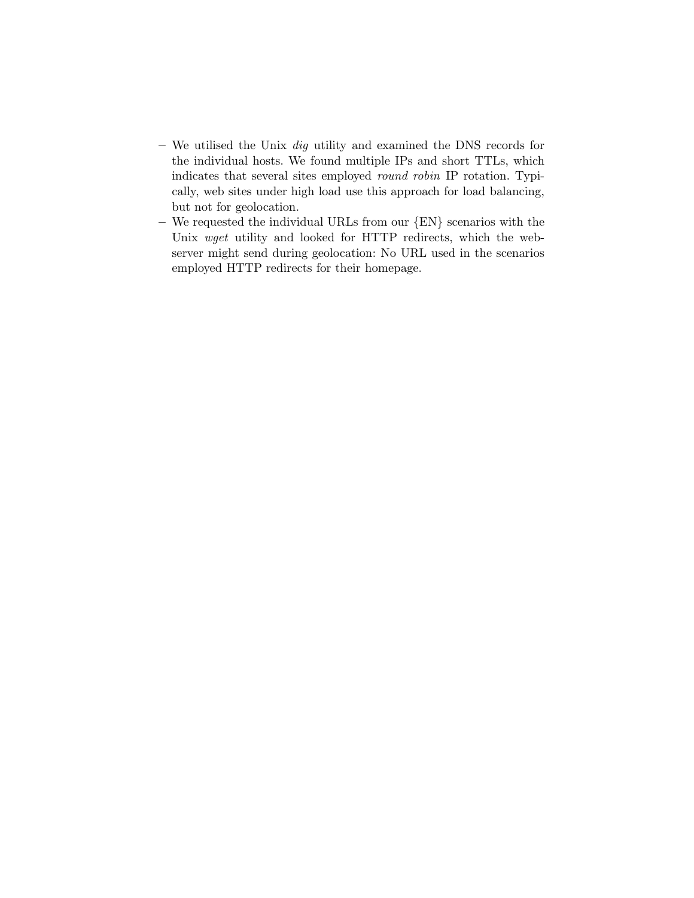- We utilised the Unix *dig* utility and examined the DNS records for the individual hosts. We found multiple IPs and short TTLs, which indicates that several sites employed *round robin* IP rotation. Typically, web sites under high load use this approach for load balancing, but not for geolocation.
- We requested the individual URLs from our {EN} scenarios with the Unix *wget* utility and looked for HTTP redirects, which the webserver might send during geolocation: No URL used in the scenarios employed HTTP redirects for their homepage.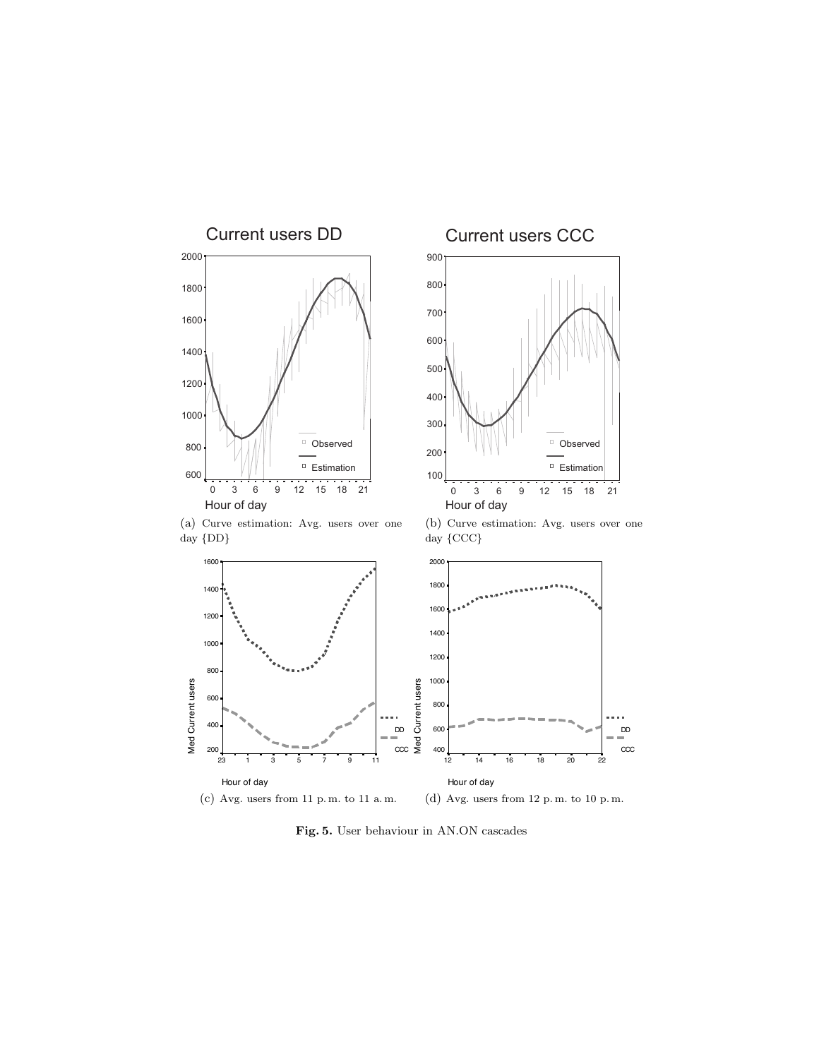(a) Curve estimation: Avg. users over one day {DD}

(b) Curve estimation: Avg. users over one day {CCC}

(c) Avg. users from 11 p. m. to 11 a. m.

(d) Avg. users from 12 p. m. to 10 p. m.

**Fig. 5.** User behaviour in AN.ON cascades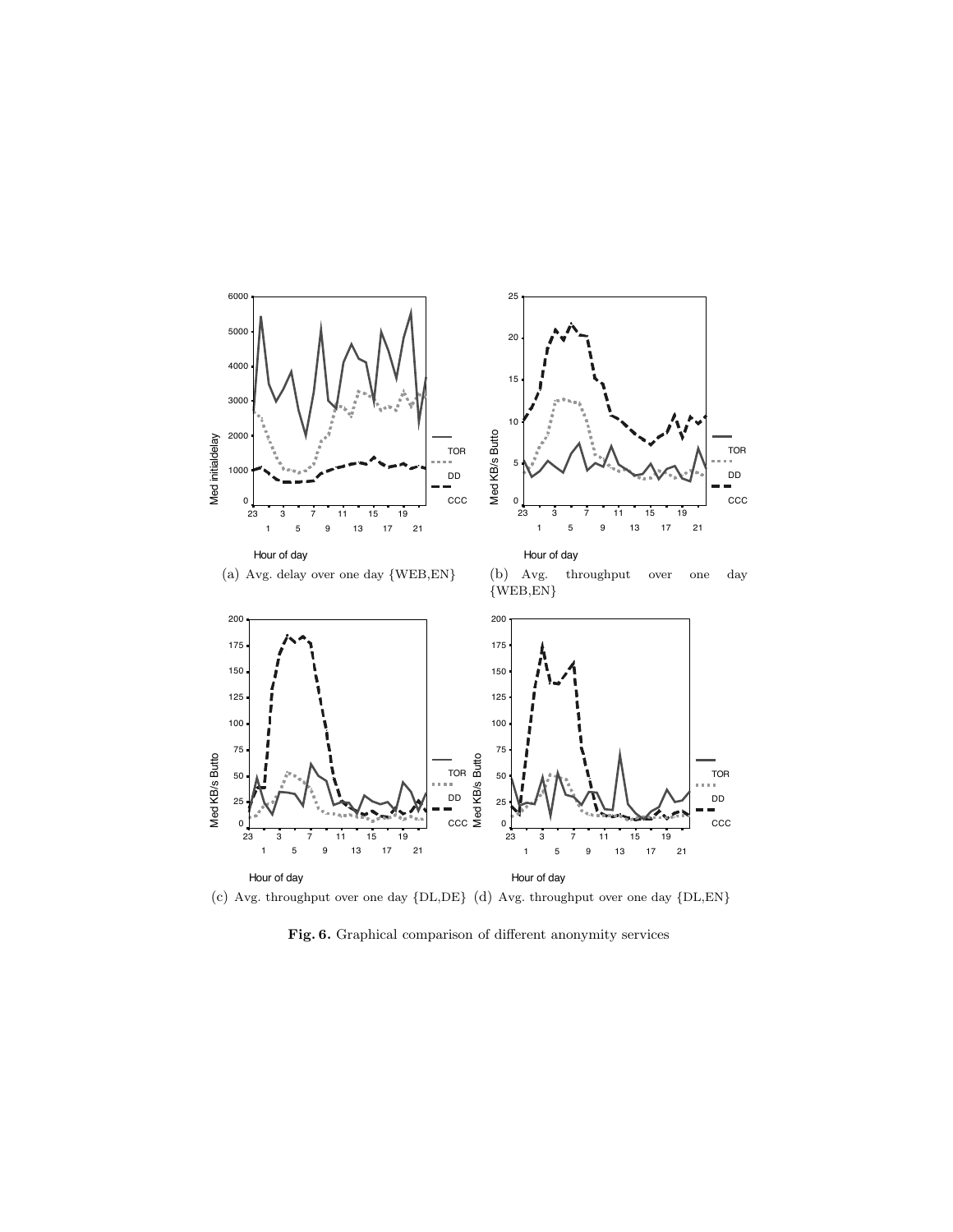(a) Avg. delay over one day {WEB,EN}

(b) Avg. throughput over one day {WEB,EN}

(c) Avg. throughput over one day {DL,DE}

(d) Avg. throughput over one day {DL,EN}

**Fig. 6.** Graphical comparison of different anonymity services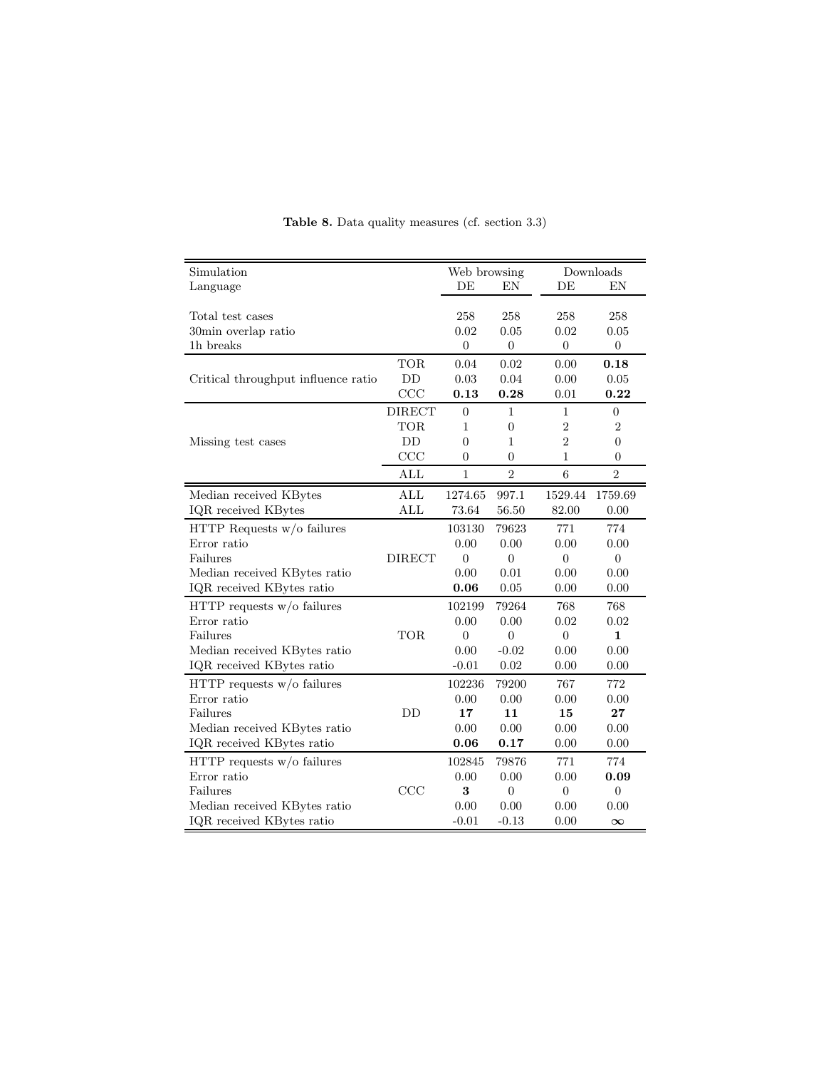**Table 8.** Data quality measures (cf. section 3.3)

| Simulation | | Web browsing | | Downloads | |
|---|---|---|---|---|---|
| Language | | DE | EN | DE | EN |
| Total test cases | | 258 | 258 | 258 | 258 |
| 30min overlap ratio | | 0.02 | 0.05 | 0.02 | 0.05 |
| 1h breaks | | 0 | 0 | 0 | 0 |
| Critical throughput influence ratio | TOR | 0.04 | 0.02 | 0.00 | **0.18** |
| | DD | 0.03 | 0.04 | 0.00 | 0.05 |
| | CCC | **0.13** | **0.28** | 0.01 | **0.22** |
| Missing test cases | DIRECT | 0 | 1 | 1 | 0 |
| | TOR | 1 | 0 | 2 | 2 |
| | DD | 0 | 1 | 2 | 0 |
| | CCC | 0 | 0 | 1 | 0 |
| | ALL | 1 | 2 | 6 | 2 |
| Median received KBytes | ALL | 1274.65 | 997.1 | 1529.44 | 1759.69 |
| IQR received KBytes | ALL | 73.64 | 56.50 | 82.00 | 0.00 |
| HTTP Requests w/o failures | DIRECT | 103130 | 79623 | 771 | 774 |
| Error ratio | DIRECT | 0.00 | 0.00 | 0.00 | 0.00 |
| Failures | DIRECT | 0 | 0 | 0 | 0 |
| Median received KBytes ratio | DIRECT | 0.00 | 0.01 | 0.00 | 0.00 |
| IQR received KBytes ratio | DIRECT | **0.06** | 0.05 | 0.00 | 0.00 |
| HTTP requests w/o failures | TOR | 102199 | 79264 | 768 | 768 |
| Error ratio | TOR | 0.00 | 0.00 | 0.02 | 0.02 |
| Failures | TOR | 0 | 0 | 0 | **1** |
| Median received KBytes ratio | TOR | 0.00 | -0.02 | 0.00 | 0.00 |
| IQR received KBytes ratio | TOR | -0.01 | 0.02 | 0.00 | 0.00 |
| HTTP requests w/o failures | DD | 102236 | 79200 | 767 | 772 |
| Error ratio | DD | 0.00 | 0.00 | 0.00 | 0.00 |
| Failures | DD | **17** | **11** | **15** | **27** |
| Median received KBytes ratio | DD | 0.00 | 0.00 | 0.00 | 0.00 |
| IQR received KBytes ratio | DD | **0.06** | **0.17** | 0.00 | 0.00 |
| HTTP requests w/o failures | CCC | 102845 | 79876 | 771 | 774 |
| Error ratio | CCC | 0.00 | 0.00 | 0.00 | **0.09** |
| Failures | CCC | **3** | 0 | 0 | 0 |
| Median received KBytes ratio | CCC | 0.00 | 0.00 | 0.00 | 0.00 |
| IQR received KBytes ratio | CCC | -0.01 | -0.13 | 0.00 | $\infty$ |